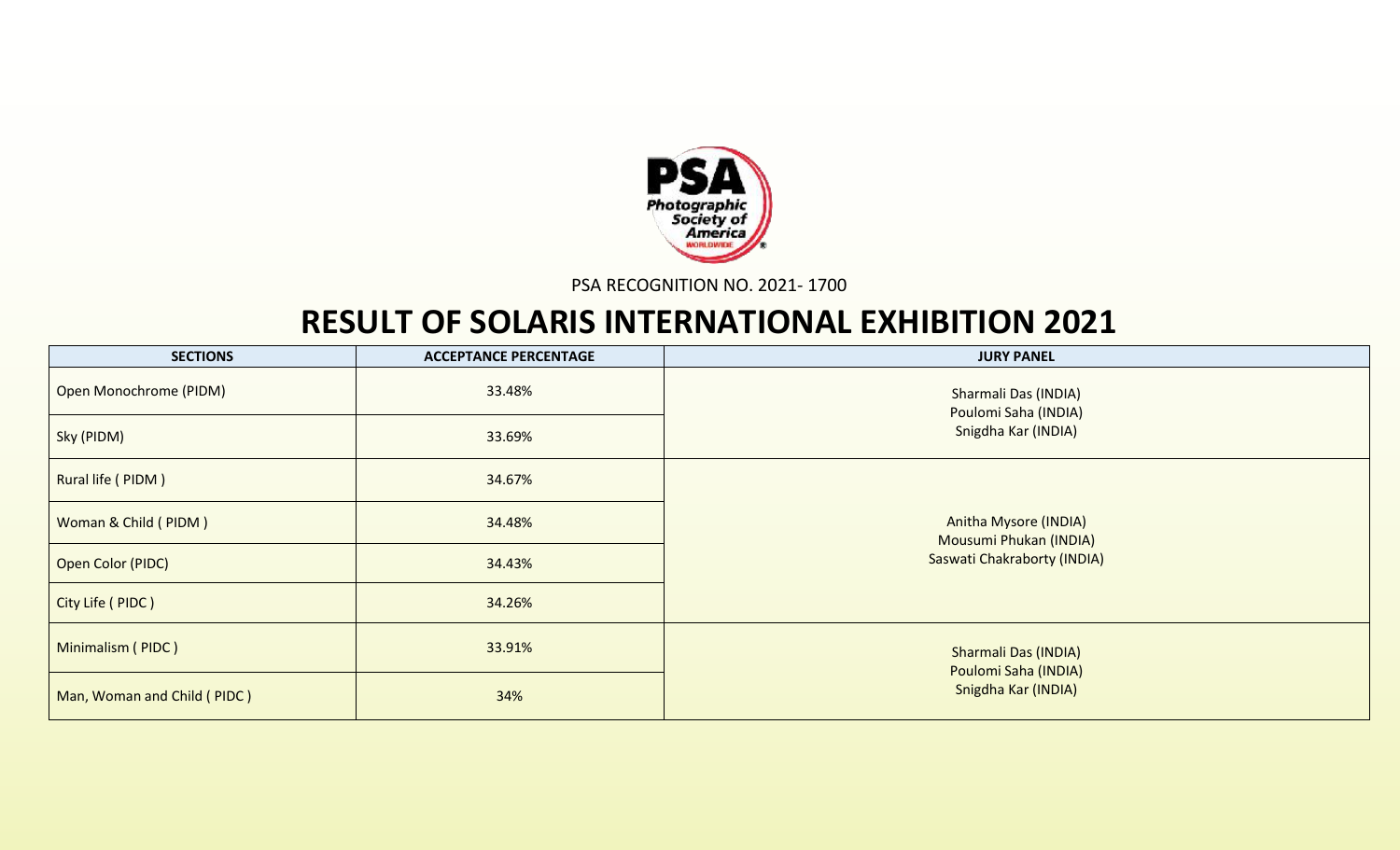PSA RECOGNITION NO. 2021- 1700

# RESULT OF SOLARIS INTERNATIONAL EXHIBITION 2021

| SECTIONS | ACCEPTANCE PERCENTAGE | JURY PANEL |
|---|---|---|
| Open Monochrome (PIDM) | 33.48% | Sharmali Das (INDIA)<br>Poulomi Saha (INDIA)<br>Snigdha Kar (INDIA) |
| Sky (PIDM) | 33.69% | |
| Rural life ( PIDM ) | 34.67% | Anitha Mysore (INDIA)<br>Mousumi Phukan (INDIA)<br>Saswati Chakraborty (INDIA) |
| Woman & Child ( PIDM ) | 34.48% | |
| Open Color (PIDC) | 34.43% | |
| City Life ( PIDC ) | 34.26% | |
| Minimalism ( PIDC ) | 33.91% | Sharmali Das (INDIA)<br>Poulomi Saha (INDIA)<br>Snigdha Kar (INDIA) |
| Man, Woman and Child ( PIDC ) | 34% | |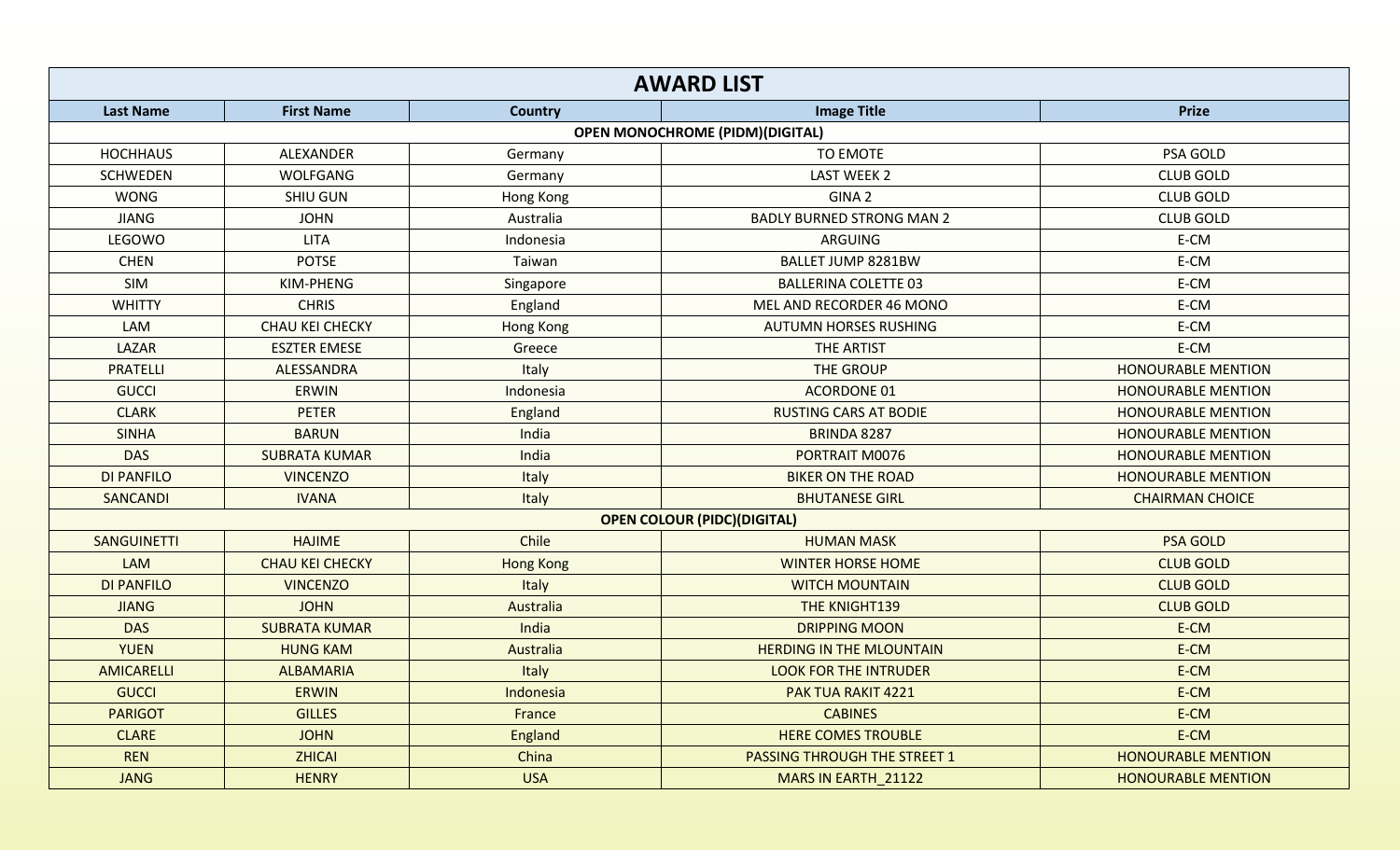| AWARD LIST | | | | |
|---|---|---|---|---|
| **Last Name** | **First Name** | **Country** | **Image Title** | **Prize** |
| **OPEN MONOCHROME (PIDM)(DIGITAL)** | | | | |
| HOCHHAUS | ALEXANDER | Germany | TO EMOTE | PSA GOLD |
| SCHWEDEN | WOLFGANG | Germany | LAST WEEK 2 | CLUB GOLD |
| WONG | SHIU GUN | Hong Kong | GINA 2 | CLUB GOLD |
| JIANG | JOHN | Australia | BADLY BURNED STRONG MAN 2 | CLUB GOLD |
| LEGOWO | LITA | Indonesia | ARGUING | E-CM |
| CHEN | POTSE | Taiwan | BALLET JUMP 8281BW | E-CM |
| SIM | KIM-PHENG | Singapore | BALLERINA COLETTE 03 | E-CM |
| WHITTY | CHRIS | England | MEL AND RECORDER 46 MONO | E-CM |
| LAM | CHAU KEI CHECKY | Hong Kong | AUTUMN HORSES RUSHING | E-CM |
| LAZAR | ESZTER EMESE | Greece | THE ARTIST | E-CM |
| PRATELLI | ALESSANDRA | Italy | THE GROUP | HONOURABLE MENTION |
| GUCCI | ERWIN | Indonesia | ACORDONE 01 | HONOURABLE MENTION |
| CLARK | PETER | England | RUSTING CARS AT BODIE | HONOURABLE MENTION |
| SINHA | BARUN | India | BRINDA 8287 | HONOURABLE MENTION |
| DAS | SUBRATA KUMAR | India | PORTRAIT M0076 | HONOURABLE MENTION |
| DI PANFILO | VINCENZO | Italy | BIKER ON THE ROAD | HONOURABLE MENTION |
| SANCANDI | IVANA | Italy | BHUTANESE GIRL | CHAIRMAN CHOICE |
| **OPEN COLOUR (PIDC)(DIGITAL)** | | | | |
| SANGUINETTI | HAJIME | Chile | HUMAN MASK | PSA GOLD |
| LAM | CHAU KEI CHECKY | Hong Kong | WINTER HORSE HOME | CLUB GOLD |
| DI PANFILO | VINCENZO | Italy | WITCH MOUNTAIN | CLUB GOLD |
| JIANG | JOHN | Australia | THE KNIGHT139 | CLUB GOLD |
| DAS | SUBRATA KUMAR | India | DRIPPING MOON | E-CM |
| YUEN | HUNG KAM | Australia | HERDING IN THE MLOUNTAIN | E-CM |
| AMICARELLI | ALBAMARIA | Italy | LOOK FOR THE INTRUDER | E-CM |
| GUCCI | ERWIN | Indonesia | PAK TUA RAKIT 4221 | E-CM |
| PARIGOT | GILLES | France | CABINES | E-CM |
| CLARE | JOHN | England | HERE COMES TROUBLE | E-CM |
| REN | ZHICAI | China | PASSING THROUGH THE STREET 1 | HONOURABLE MENTION |
| JANG | HENRY | USA | MARS IN EARTH_21122 | HONOURABLE MENTION |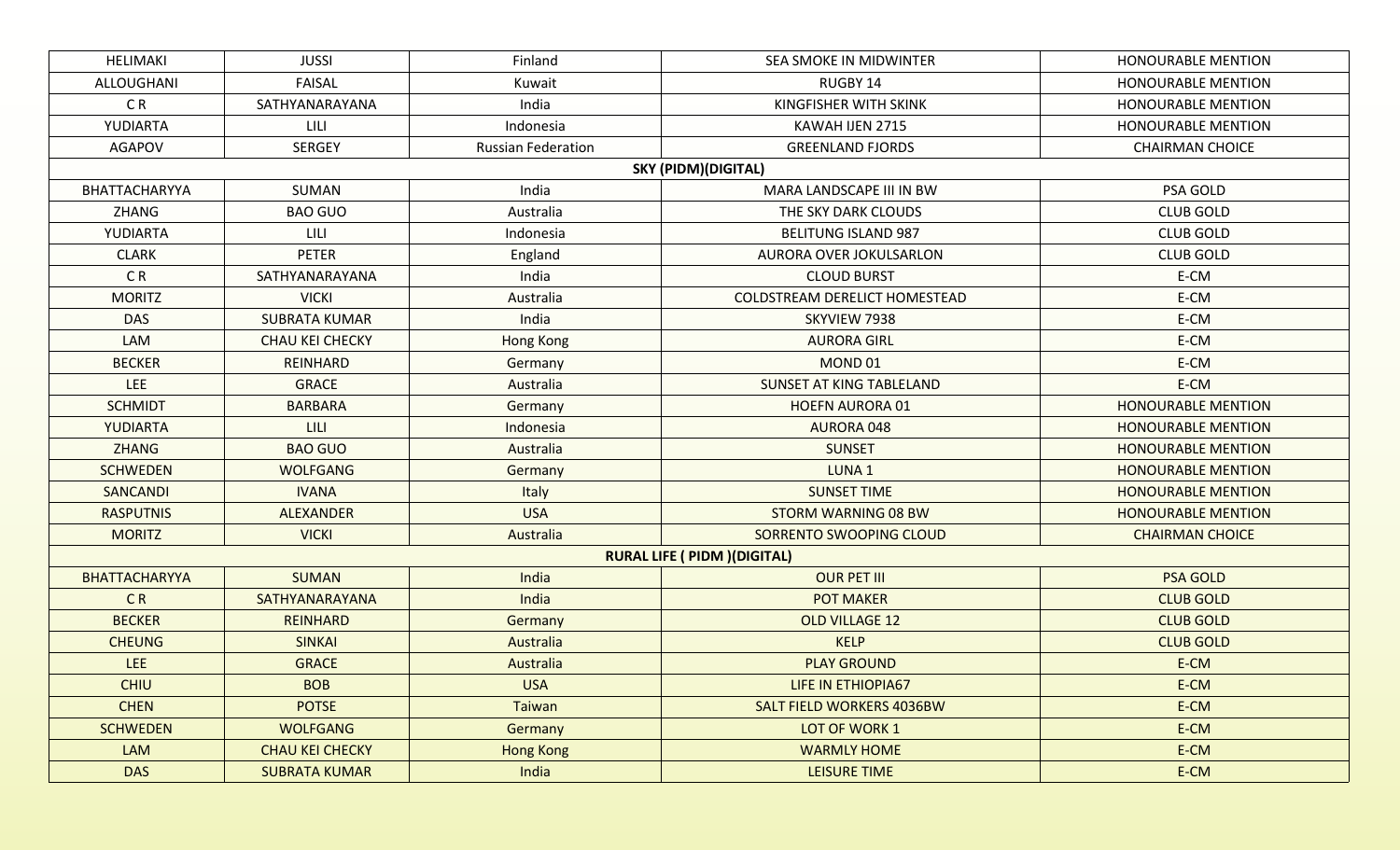| | | | | |
|---|---|---|---|---|
| HELIMAKI | JUSSI | Finland | SEA SMOKE IN MIDWINTER | HONOURABLE MENTION |
| ALLOUGHANI | FAISAL | Kuwait | RUGBY 14 | HONOURABLE MENTION |
| C R | SATHYANARAYANA | India | KINGFISHER WITH SKINK | HONOURABLE MENTION |
| YUDIARTA | LILI | Indonesia | KAWAH IJEN 2715 | HONOURABLE MENTION |
| AGAPOV | SERGEY | Russian Federation | GREENLAND FJORDS | CHAIRMAN CHOICE |
| **SKY (PIDM)(DIGITAL)** | | | | |
| BHATTACHARYYA | SUMAN | India | MARA LANDSCAPE III IN BW | PSA GOLD |
| ZHANG | BAO GUO | Australia | THE SKY DARK CLOUDS | CLUB GOLD |
| YUDIARTA | LILI | Indonesia | BELITUNG ISLAND 987 | CLUB GOLD |
| CLARK | PETER | England | AURORA OVER JOKULSARLON | CLUB GOLD |
| C R | SATHYANARAYANA | India | CLOUD BURST | E-CM |
| MORITZ | VICKI | Australia | COLDSTREAM DERELICT HOMESTEAD | E-CM |
| DAS | SUBRATA KUMAR | India | SKYVIEW 7938 | E-CM |
| LAM | CHAU KEI CHECKY | Hong Kong | AURORA GIRL | E-CM |
| BECKER | REINHARD | Germany | MOND 01 | E-CM |
| LEE | GRACE | Australia | SUNSET AT KING TABLELAND | E-CM |
| SCHMIDT | BARBARA | Germany | HOEFN AURORA 01 | HONOURABLE MENTION |
| YUDIARTA | LILI | Indonesia | AURORA 048 | HONOURABLE MENTION |
| ZHANG | BAO GUO | Australia | SUNSET | HONOURABLE MENTION |
| SCHWEDEN | WOLFGANG | Germany | LUNA 1 | HONOURABLE MENTION |
| SANCANDI | IVANA | Italy | SUNSET TIME | HONOURABLE MENTION |
| RASPUTNIS | ALEXANDER | USA | STORM WARNING 08 BW | HONOURABLE MENTION |
| MORITZ | VICKI | Australia | SORRENTO SWOOPING CLOUD | CHAIRMAN CHOICE |
| **RURAL LIFE ( PIDM )(DIGITAL)** | | | | |
| BHATTACHARYYA | SUMAN | India | OUR PET III | PSA GOLD |
| C R | SATHYANARAYANA | India | POT MAKER | CLUB GOLD |
| BECKER | REINHARD | Germany | OLD VILLAGE 12 | CLUB GOLD |
| CHEUNG | SINKAI | Australia | KELP | CLUB GOLD |
| LEE | GRACE | Australia | PLAY GROUND | E-CM |
| CHIU | BOB | USA | LIFE IN ETHIOPIA67 | E-CM |
| CHEN | POTSE | Taiwan | SALT FIELD WORKERS 4036BW | E-CM |
| SCHWEDEN | WOLFGANG | Germany | LOT OF WORK 1 | E-CM |
| LAM | CHAU KEI CHECKY | Hong Kong | WARMLY HOME | E-CM |
| DAS | SUBRATA KUMAR | India | LEISURE TIME | E-CM |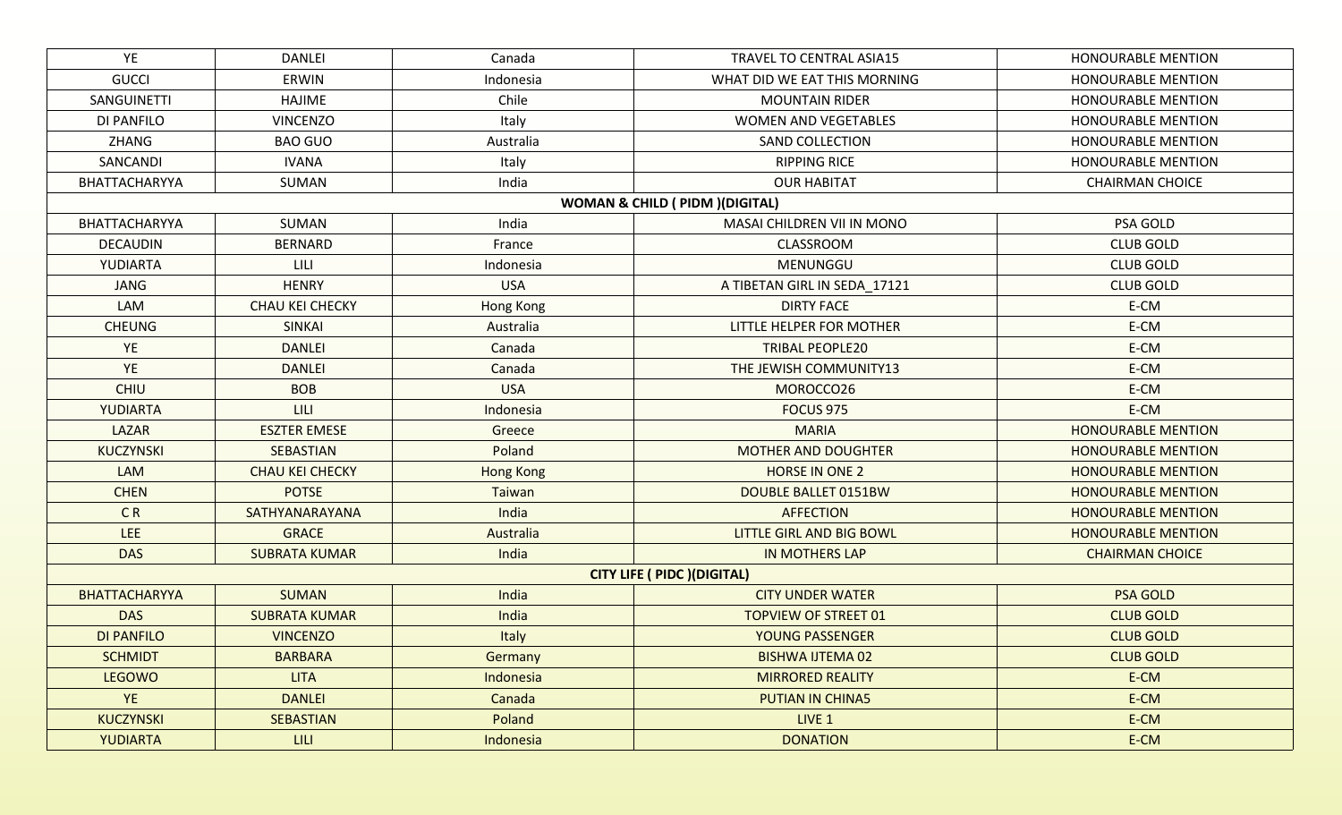| | | | | |
|---|---|---|---|---|
| YE | DANLEI | Canada | TRAVEL TO CENTRAL ASIA15 | HONOURABLE MENTION |
| GUCCI | ERWIN | Indonesia | WHAT DID WE EAT THIS MORNING | HONOURABLE MENTION |
| SANGUINETTI | HAJIME | Chile | MOUNTAIN RIDER | HONOURABLE MENTION |
| DI PANFILO | VINCENZO | Italy | WOMEN AND VEGETABLES | HONOURABLE MENTION |
| ZHANG | BAO GUO | Australia | SAND COLLECTION | HONOURABLE MENTION |
| SANCANDI | IVANA | Italy | RIPPING RICE | HONOURABLE MENTION |
| BHATTACHARYYA | SUMAN | India | OUR HABITAT | CHAIRMAN CHOICE |
| | | | **WOMAN & CHILD ( PIDM )(DIGITAL)** | |
| BHATTACHARYYA | SUMAN | India | MASAI CHILDREN VII IN MONO | PSA GOLD |
| DECAUDIN | BERNARD | France | CLASSROOM | CLUB GOLD |
| YUDIARTA | LILI | Indonesia | MENUNGGU | CLUB GOLD |
| JANG | HENRY | USA | A TIBETAN GIRL IN SEDA_17121 | CLUB GOLD |
| LAM | CHAU KEI CHECKY | Hong Kong | DIRTY FACE | E-CM |
| CHEUNG | SINKAI | Australia | LITTLE HELPER FOR MOTHER | E-CM |
| YE | DANLEI | Canada | TRIBAL PEOPLE20 | E-CM |
| YE | DANLEI | Canada | THE JEWISH COMMUNITY13 | E-CM |
| CHIU | BOB | USA | MOROCCO26 | E-CM |
| YUDIARTA | LILI | Indonesia | FOCUS 975 | E-CM |
| LAZAR | ESZTER EMESE | Greece | MARIA | HONOURABLE MENTION |
| KUCZYNSKI | SEBASTIAN | Poland | MOTHER AND DOUGHTER | HONOURABLE MENTION |
| LAM | CHAU KEI CHECKY | Hong Kong | HORSE IN ONE 2 | HONOURABLE MENTION |
| CHEN | POTSE | Taiwan | DOUBLE BALLET 0151BW | HONOURABLE MENTION |
| C R | SATHYANARAYANA | India | AFFECTION | HONOURABLE MENTION |
| LEE | GRACE | Australia | LITTLE GIRL AND BIG BOWL | HONOURABLE MENTION |
| DAS | SUBRATA KUMAR | India | IN MOTHERS LAP | CHAIRMAN CHOICE |
| | | | **CITY LIFE ( PIDC )(DIGITAL)** | |
| BHATTACHARYYA | SUMAN | India | CITY UNDER WATER | PSA GOLD |
| DAS | SUBRATA KUMAR | India | TOPVIEW OF STREET 01 | CLUB GOLD |
| DI PANFILO | VINCENZO | Italy | YOUNG PASSENGER | CLUB GOLD |
| SCHMIDT | BARBARA | Germany | BISHWA IJTEMA 02 | CLUB GOLD |
| LEGOWO | LITA | Indonesia | MIRRORED REALITY | E-CM |
| YE | DANLEI | Canada | PUTIAN IN CHINA5 | E-CM |
| KUCZYNSKI | SEBASTIAN | Poland | LIVE 1 | E-CM |
| YUDIARTA | LILI | Indonesia | DONATION | E-CM |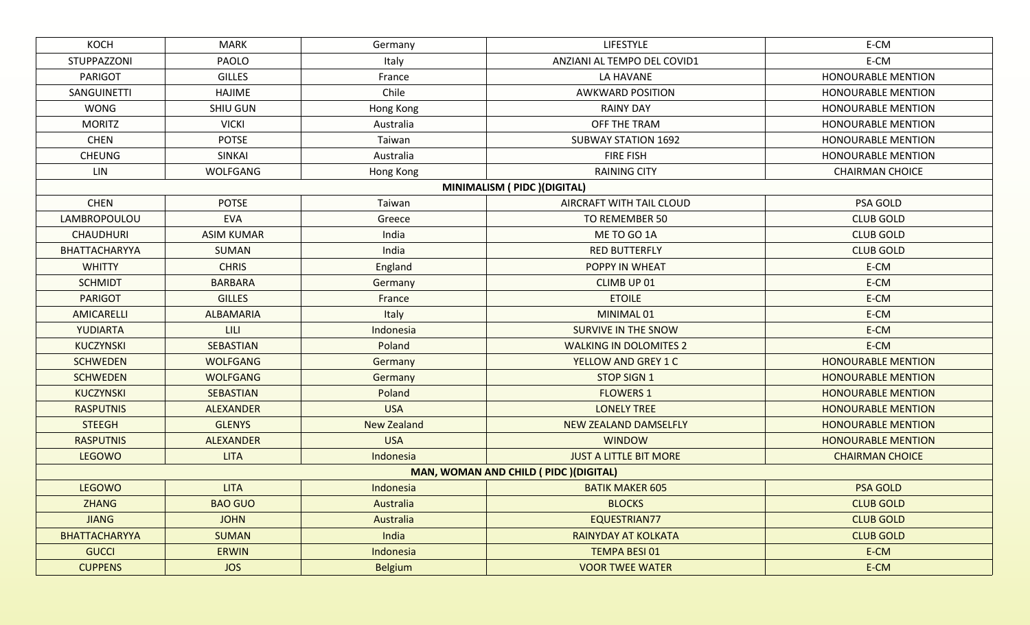| KOCH | MARK | Germany | LIFESTYLE | E-CM |
|---|---|---|---|---|
| STUPPAZZONI | PAOLO | Italy | ANZIANI AL TEMPO DEL COVID1 | E-CM |
| PARIGOT | GILLES | France | LA HAVANE | HONOURABLE MENTION |
| SANGUINETTI | HAJIME | Chile | AWKWARD POSITION | HONOURABLE MENTION |
| WONG | SHIU GUN | Hong Kong | RAINY DAY | HONOURABLE MENTION |
| MORITZ | VICKI | Australia | OFF THE TRAM | HONOURABLE MENTION |
| CHEN | POTSE | Taiwan | SUBWAY STATION 1692 | HONOURABLE MENTION |
| CHEUNG | SINKAI | Australia | FIRE FISH | HONOURABLE MENTION |
| LIN | WOLFGANG | Hong Kong | RAINING CITY | CHAIRMAN CHOICE |
| **MINIMALISM ( PIDC )(DIGITAL)** | | | | |
| CHEN | POTSE | Taiwan | AIRCRAFT WITH TAIL CLOUD | PSA GOLD |
| LAMBROPOULOU | EVA | Greece | TO REMEMBER 50 | CLUB GOLD |
| CHAUDHURI | ASIM KUMAR | India | ME TO GO 1A | CLUB GOLD |
| BHATTACHARYYA | SUMAN | India | RED BUTTERFLY | CLUB GOLD |
| WHITTY | CHRIS | England | POPPY IN WHEAT | E-CM |
| SCHMIDT | BARBARA | Germany | CLIMB UP 01 | E-CM |
| PARIGOT | GILLES | France | ETOILE | E-CM |
| AMICARELLI | ALBAMARIA | Italy | MINIMAL 01 | E-CM |
| YUDIARTA | LILI | Indonesia | SURVIVE IN THE SNOW | E-CM |
| KUCZYNSKI | SEBASTIAN | Poland | WALKING IN DOLOMITES 2 | E-CM |
| SCHWEDEN | WOLFGANG | Germany | YELLOW AND GREY 1 C | HONOURABLE MENTION |
| SCHWEDEN | WOLFGANG | Germany | STOP SIGN 1 | HONOURABLE MENTION |
| KUCZYNSKI | SEBASTIAN | Poland | FLOWERS 1 | HONOURABLE MENTION |
| RASPUTNIS | ALEXANDER | USA | LONELY TREE | HONOURABLE MENTION |
| STEEGH | GLENYS | New Zealand | NEW ZEALAND DAMSELFLY | HONOURABLE MENTION |
| RASPUTNIS | ALEXANDER | USA | WINDOW | HONOURABLE MENTION |
| LEGOWO | LITA | Indonesia | JUST A LITTLE BIT MORE | CHAIRMAN CHOICE |
| **MAN, WOMAN AND CHILD ( PIDC )(DIGITAL)** | | | | |
| LEGOWO | LITA | Indonesia | BATIK MAKER 605 | PSA GOLD |
| ZHANG | BAO GUO | Australia | BLOCKS | CLUB GOLD |
| JIANG | JOHN | Australia | EQUESTRIAN77 | CLUB GOLD |
| BHATTACHARYYA | SUMAN | India | RAINYDAY AT KOLKATA | CLUB GOLD |
| GUCCI | ERWIN | Indonesia | TEMPA BESI 01 | E-CM |
| CUPPENS | JOS | Belgium | VOOR TWEE WATER | E-CM |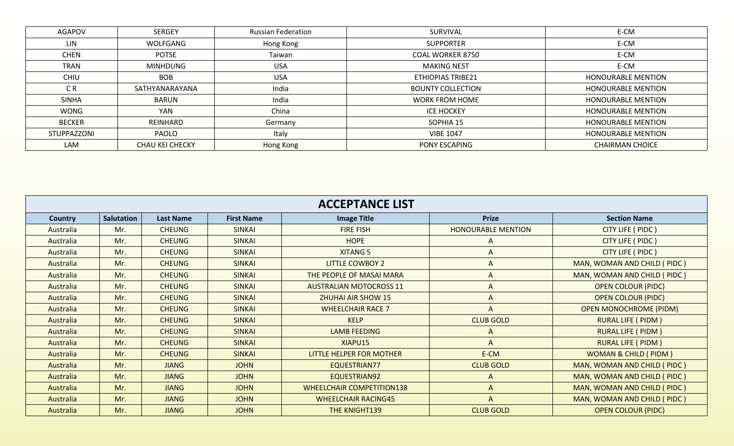| AGAPOV | SERGEY | Russian Federation | SURVIVAL | E-CM |
|---|---|---|---|---|
| LIN | WOLFGANG | Hong Kong | SUPPORTER | E-CM |
| CHEN | POTSE | Taiwan | COAL WORKER 8750 | E-CM |
| TRAN | MINHDUNG | USA | MAKING NEST | E-CM |
| CHIU | BOB | USA | ETHIOPIAS TRIBE21 | HONOURABLE MENTION |
| C R | SATHYANARAYANA | India | BOUNTY COLLECTION | HONOURABLE MENTION |
| SINHA | BARUN | India | WORK FROM HOME | HONOURABLE MENTION |
| WONG | YAN | China | ICE HOCKEY | HONOURABLE MENTION |
| BECKER | REINHARD | Germany | SOPHIA 15 | HONOURABLE MENTION |
| STUPPAZZONI | PAOLO | Italy | VIBE 1047 | HONOURABLE MENTION |
| LAM | CHAU KEI CHECKY | Hong Kong | PONY ESCAPING | CHAIRMAN CHOICE |

## ACCEPTANCE LIST

| Country | Salutation | Last Name | First Name | Image Title | Prize | Section Name |
|---|---|---|---|---|---|---|
| Australia | Mr. | CHEUNG | SINKAI | FIRE FISH | HONOURABLE MENTION | CITY LIFE ( PIDC ) |
| Australia | Mr. | CHEUNG | SINKAI | HOPE | A | CITY LIFE ( PIDC ) |
| Australia | Mr. | CHEUNG | SINKAI | XITANG 5 | A | CITY LIFE ( PIDC ) |
| Australia | Mr. | CHEUNG | SINKAI | LITTLE COWBOY 2 | A | MAN, WOMAN AND CHILD ( PIDC ) |
| Australia | Mr. | CHEUNG | SINKAI | THE PEOPLE OF MASAI MARA | A | MAN, WOMAN AND CHILD ( PIDC ) |
| Australia | Mr. | CHEUNG | SINKAI | AUSTRALIAN MOTOCROSS 11 | A | OPEN COLOUR (PIDC) |
| Australia | Mr. | CHEUNG | SINKAI | ZHUHAI AIR SHOW 15 | A | OPEN COLOUR (PIDC) |
| Australia | Mr. | CHEUNG | SINKAI | WHEELCHAIR RACE 7 | A | OPEN MONOCHROME (PIDM) |
| Australia | Mr. | CHEUNG | SINKAI | KELP | CLUB GOLD | RURAL LIFE ( PIDM ) |
| Australia | Mr. | CHEUNG | SINKAI | LAMB FEEDING | A | RURAL LIFE ( PIDM ) |
| Australia | Mr. | CHEUNG | SINKAI | XIAPU15 | A | RURAL LIFE ( PIDM ) |
| Australia | Mr. | CHEUNG | SINKAI | LITTLE HELPER FOR MOTHER | E-CM | WOMAN & CHILD ( PIDM ) |
| Australia | Mr. | JIANG | JOHN | EQUESTRIAN77 | CLUB GOLD | MAN, WOMAN AND CHILD ( PIDC ) |
| Australia | Mr. | JIANG | JOHN | EQUESTRIAN92 | A | MAN, WOMAN AND CHILD ( PIDC ) |
| Australia | Mr. | JIANG | JOHN | WHEELCHAIR COMPETITION138 | A | MAN, WOMAN AND CHILD ( PIDC ) |
| Australia | Mr. | JIANG | JOHN | WHEELCHAIR RACING45 | A | MAN, WOMAN AND CHILD ( PIDC ) |
| Australia | Mr. | JIANG | JOHN | THE KNIGHT139 | CLUB GOLD | OPEN COLOUR (PIDC) |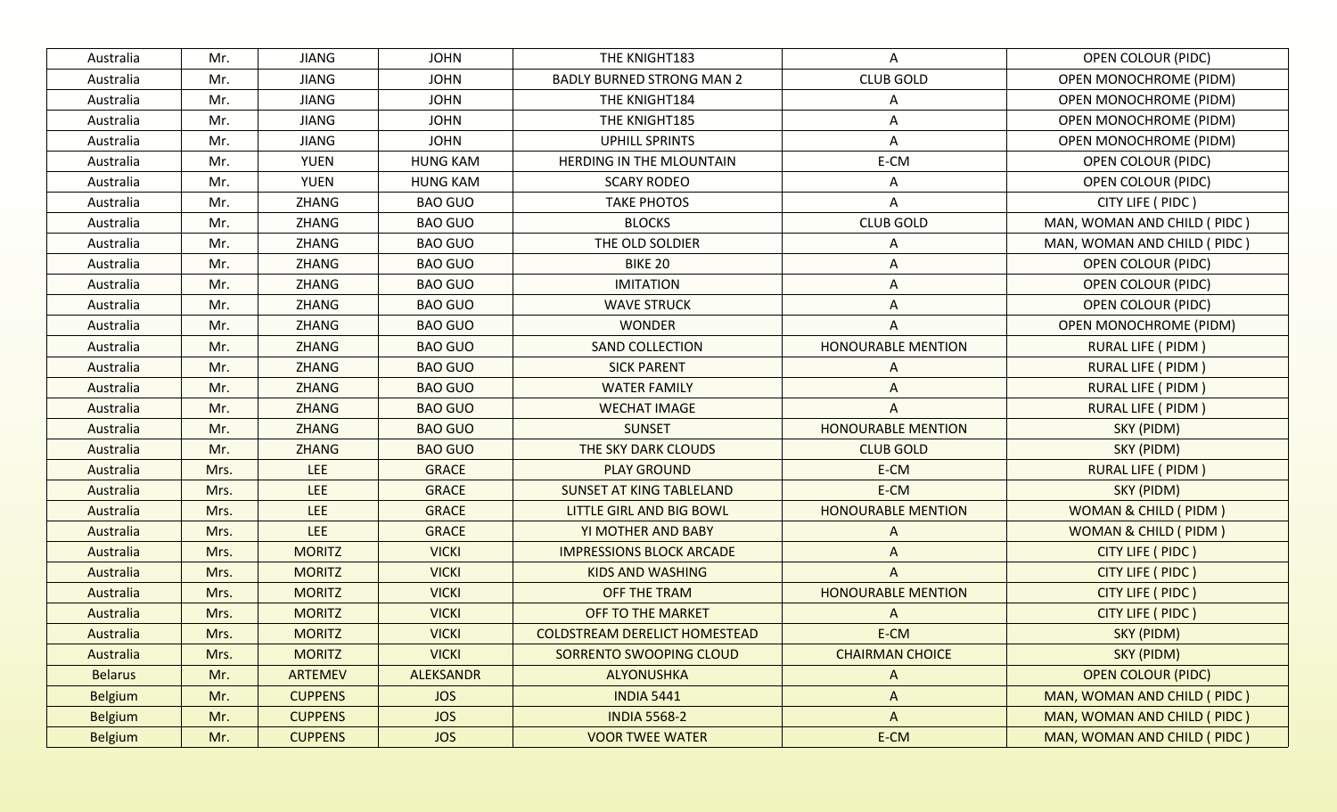| Australia | Mr. | JIANG | JOHN | THE KNIGHT183 | A | OPEN COLOUR (PIDC) |
|---|---|---|---|---|---|---|
| Australia | Mr. | JIANG | JOHN | BADLY BURNED STRONG MAN 2 | CLUB GOLD | OPEN MONOCHROME (PIDM) |
| Australia | Mr. | JIANG | JOHN | THE KNIGHT184 | A | OPEN MONOCHROME (PIDM) |
| Australia | Mr. | JIANG | JOHN | THE KNIGHT185 | A | OPEN MONOCHROME (PIDM) |
| Australia | Mr. | JIANG | JOHN | UPHILL SPRINTS | A | OPEN MONOCHROME (PIDM) |
| Australia | Mr. | YUEN | HUNG KAM | HERDING IN THE MLOUNTAIN | E-CM | OPEN COLOUR (PIDC) |
| Australia | Mr. | YUEN | HUNG KAM | SCARY RODEO | A | OPEN COLOUR (PIDC) |
| Australia | Mr. | ZHANG | BAO GUO | TAKE PHOTOS | A | CITY LIFE ( PIDC ) |
| Australia | Mr. | ZHANG | BAO GUO | BLOCKS | CLUB GOLD | MAN, WOMAN AND CHILD ( PIDC ) |
| Australia | Mr. | ZHANG | BAO GUO | THE OLD SOLDIER | A | MAN, WOMAN AND CHILD ( PIDC ) |
| Australia | Mr. | ZHANG | BAO GUO | BIKE 20 | A | OPEN COLOUR (PIDC) |
| Australia | Mr. | ZHANG | BAO GUO | IMITATION | A | OPEN COLOUR (PIDC) |
| Australia | Mr. | ZHANG | BAO GUO | WAVE STRUCK | A | OPEN COLOUR (PIDC) |
| Australia | Mr. | ZHANG | BAO GUO | WONDER | A | OPEN MONOCHROME (PIDM) |
| Australia | Mr. | ZHANG | BAO GUO | SAND COLLECTION | HONOURABLE MENTION | RURAL LIFE ( PIDM ) |
| Australia | Mr. | ZHANG | BAO GUO | SICK PARENT | A | RURAL LIFE ( PIDM ) |
| Australia | Mr. | ZHANG | BAO GUO | WATER FAMILY | A | RURAL LIFE ( PIDM ) |
| Australia | Mr. | ZHANG | BAO GUO | WECHAT IMAGE | A | RURAL LIFE ( PIDM ) |
| Australia | Mr. | ZHANG | BAO GUO | SUNSET | HONOURABLE MENTION | SKY (PIDM) |
| Australia | Mr. | ZHANG | BAO GUO | THE SKY DARK CLOUDS | CLUB GOLD | SKY (PIDM) |
| Australia | Mrs. | LEE | GRACE | PLAY GROUND | E-CM | RURAL LIFE ( PIDM ) |
| Australia | Mrs. | LEE | GRACE | SUNSET AT KING TABLELAND | E-CM | SKY (PIDM) |
| Australia | Mrs. | LEE | GRACE | LITTLE GIRL AND BIG BOWL | HONOURABLE MENTION | WOMAN & CHILD ( PIDM ) |
| Australia | Mrs. | LEE | GRACE | YI MOTHER AND BABY | A | WOMAN & CHILD ( PIDM ) |
| Australia | Mrs. | MORITZ | VICKI | IMPRESSIONS BLOCK ARCADE | A | CITY LIFE ( PIDC ) |
| Australia | Mrs. | MORITZ | VICKI | KIDS AND WASHING | A | CITY LIFE ( PIDC ) |
| Australia | Mrs. | MORITZ | VICKI | OFF THE TRAM | HONOURABLE MENTION | CITY LIFE ( PIDC ) |
| Australia | Mrs. | MORITZ | VICKI | OFF TO THE MARKET | A | CITY LIFE ( PIDC ) |
| Australia | Mrs. | MORITZ | VICKI | COLDSTREAM DERELICT HOMESTEAD | E-CM | SKY (PIDM) |
| Australia | Mrs. | MORITZ | VICKI | SORRENTO SWOOPING CLOUD | CHAIRMAN CHOICE | SKY (PIDM) |
| Belarus | Mr. | ARTEMEV | ALEKSANDR | ALYONUSHKA | A | OPEN COLOUR (PIDC) |
| Belgium | Mr. | CUPPENS | JOS | INDIA 5441 | A | MAN, WOMAN AND CHILD ( PIDC ) |
| Belgium | Mr. | CUPPENS | JOS | INDIA 5568-2 | A | MAN, WOMAN AND CHILD ( PIDC ) |
| Belgium | Mr. | CUPPENS | JOS | VOOR TWEE WATER | E-CM | MAN, WOMAN AND CHILD ( PIDC ) |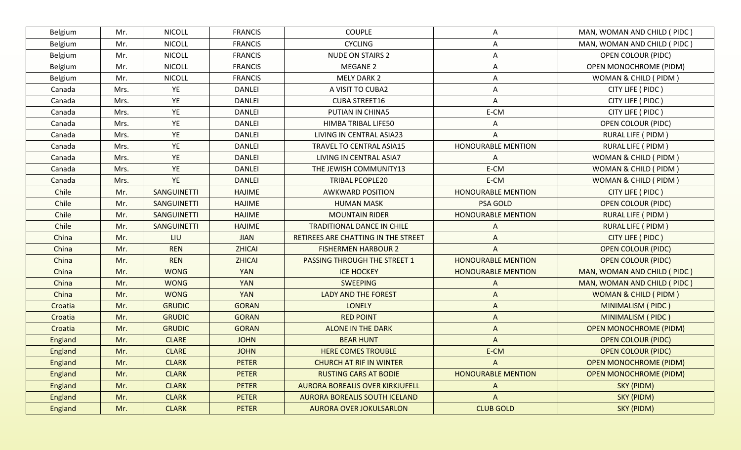| | | | | | | |
|---|---|---|---|---|---|---|
| Belgium | Mr. | NICOLL | FRANCIS | COUPLE | A | MAN, WOMAN AND CHILD ( PIDC ) |
| Belgium | Mr. | NICOLL | FRANCIS | CYCLING | A | MAN, WOMAN AND CHILD ( PIDC ) |
| Belgium | Mr. | NICOLL | FRANCIS | NUDE ON STAIRS 2 | A | OPEN COLOUR (PIDC) |
| Belgium | Mr. | NICOLL | FRANCIS | MEGANE 2 | A | OPEN MONOCHROME (PIDM) |
| Belgium | Mr. | NICOLL | FRANCIS | MELY DARK 2 | A | WOMAN & CHILD ( PIDM ) |
| Canada | Mrs. | YE | DANLEI | A VISIT TO CUBA2 | A | CITY LIFE ( PIDC ) |
| Canada | Mrs. | YE | DANLEI | CUBA STREET16 | A | CITY LIFE ( PIDC ) |
| Canada | Mrs. | YE | DANLEI | PUTIAN IN CHINA5 | E-CM | CITY LIFE ( PIDC ) |
| Canada | Mrs. | YE | DANLEI | HIMBA TRIBAL LIFE50 | A | OPEN COLOUR (PIDC) |
| Canada | Mrs. | YE | DANLEI | LIVING IN CENTRAL ASIA23 | A | RURAL LIFE ( PIDM ) |
| Canada | Mrs. | YE | DANLEI | TRAVEL TO CENTRAL ASIA15 | HONOURABLE MENTION | RURAL LIFE ( PIDM ) |
| Canada | Mrs. | YE | DANLEI | LIVING IN CENTRAL ASIA7 | A | WOMAN & CHILD ( PIDM ) |
| Canada | Mrs. | YE | DANLEI | THE JEWISH COMMUNITY13 | E-CM | WOMAN & CHILD ( PIDM ) |
| Canada | Mrs. | YE | DANLEI | TRIBAL PEOPLE20 | E-CM | WOMAN & CHILD ( PIDM ) |
| Chile | Mr. | SANGUINETTI | HAJIME | AWKWARD POSITION | HONOURABLE MENTION | CITY LIFE ( PIDC ) |
| Chile | Mr. | SANGUINETTI | HAJIME | HUMAN MASK | PSA GOLD | OPEN COLOUR (PIDC) |
| Chile | Mr. | SANGUINETTI | HAJIME | MOUNTAIN RIDER | HONOURABLE MENTION | RURAL LIFE ( PIDM ) |
| Chile | Mr. | SANGUINETTI | HAJIME | TRADITIONAL DANCE IN CHILE | A | RURAL LIFE ( PIDM ) |
| China | Mr. | LIU | JIAN | RETIREES ARE CHATTING IN THE STREET | A | CITY LIFE ( PIDC ) |
| China | Mr. | REN | ZHICAI | FISHERMEN HARBOUR 2 | A | OPEN COLOUR (PIDC) |
| China | Mr. | REN | ZHICAI | PASSING THROUGH THE STREET 1 | HONOURABLE MENTION | OPEN COLOUR (PIDC) |
| China | Mr. | WONG | YAN | ICE HOCKEY | HONOURABLE MENTION | MAN, WOMAN AND CHILD ( PIDC ) |
| China | Mr. | WONG | YAN | SWEEPING | A | MAN, WOMAN AND CHILD ( PIDC ) |
| China | Mr. | WONG | YAN | LADY AND THE FOREST | A | WOMAN & CHILD ( PIDM ) |
| Croatia | Mr. | GRUDIC | GORAN | LONELY | A | MINIMALISM ( PIDC ) |
| Croatia | Mr. | GRUDIC | GORAN | RED POINT | A | MINIMALISM ( PIDC ) |
| Croatia | Mr. | GRUDIC | GORAN | ALONE IN THE DARK | A | OPEN MONOCHROME (PIDM) |
| England | Mr. | CLARE | JOHN | BEAR HUNT | A | OPEN COLOUR (PIDC) |
| England | Mr. | CLARE | JOHN | HERE COMES TROUBLE | E-CM | OPEN COLOUR (PIDC) |
| England | Mr. | CLARK | PETER | CHURCH AT RIF IN WINTER | A | OPEN MONOCHROME (PIDM) |
| England | Mr. | CLARK | PETER | RUSTING CARS AT BODIE | HONOURABLE MENTION | OPEN MONOCHROME (PIDM) |
| England | Mr. | CLARK | PETER | AURORA BOREALIS OVER KIRKJUFELL | A | SKY (PIDM) |
| England | Mr. | CLARK | PETER | AURORA BOREALIS SOUTH ICELAND | A | SKY (PIDM) |
| England | Mr. | CLARK | PETER | AURORA OVER JOKULSARLON | CLUB GOLD | SKY (PIDM) |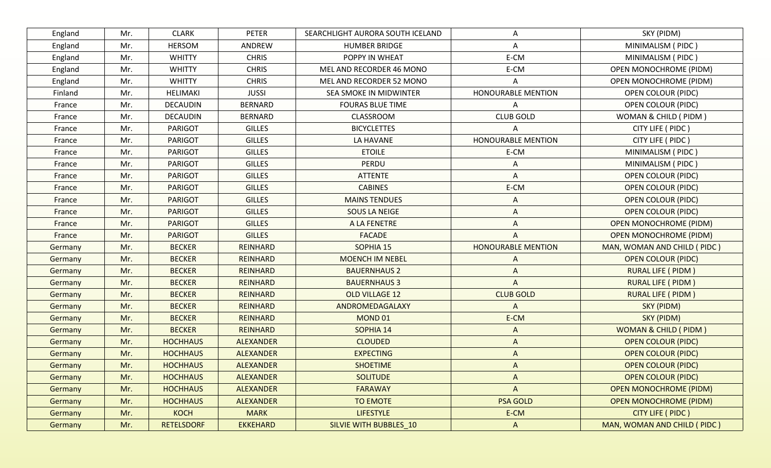| England | Mr. | CLARK | PETER | SEARCHLIGHT AURORA SOUTH ICELAND | A | SKY (PIDM) |
|---|---|---|---|---|---|---|
| England | Mr. | HERSOM | ANDREW | HUMBER BRIDGE | A | MINIMALISM ( PIDC ) |
| England | Mr. | WHITTY | CHRIS | POPPY IN WHEAT | E-CM | MINIMALISM ( PIDC ) |
| England | Mr. | WHITTY | CHRIS | MEL AND RECORDER 46 MONO | E-CM | OPEN MONOCHROME (PIDM) |
| England | Mr. | WHITTY | CHRIS | MEL AND RECORDER 52 MONO | A | OPEN MONOCHROME (PIDM) |
| Finland | Mr. | HELIMAKI | JUSSI | SEA SMOKE IN MIDWINTER | HONOURABLE MENTION | OPEN COLOUR (PIDC) |
| France | Mr. | DECAUDIN | BERNARD | FOURAS BLUE TIME | A | OPEN COLOUR (PIDC) |
| France | Mr. | DECAUDIN | BERNARD | CLASSROOM | CLUB GOLD | WOMAN & CHILD ( PIDM ) |
| France | Mr. | PARIGOT | GILLES | BICYCLETTES | A | CITY LIFE ( PIDC ) |
| France | Mr. | PARIGOT | GILLES | LA HAVANE | HONOURABLE MENTION | CITY LIFE ( PIDC ) |
| France | Mr. | PARIGOT | GILLES | ETOILE | E-CM | MINIMALISM ( PIDC ) |
| France | Mr. | PARIGOT | GILLES | PERDU | A | MINIMALISM ( PIDC ) |
| France | Mr. | PARIGOT | GILLES | ATTENTE | A | OPEN COLOUR (PIDC) |
| France | Mr. | PARIGOT | GILLES | CABINES | E-CM | OPEN COLOUR (PIDC) |
| France | Mr. | PARIGOT | GILLES | MAINS TENDUES | A | OPEN COLOUR (PIDC) |
| France | Mr. | PARIGOT | GILLES | SOUS LA NEIGE | A | OPEN COLOUR (PIDC) |
| France | Mr. | PARIGOT | GILLES | A LA FENETRE | A | OPEN MONOCHROME (PIDM) |
| France | Mr. | PARIGOT | GILLES | FACADE | A | OPEN MONOCHROME (PIDM) |
| Germany | Mr. | BECKER | REINHARD | SOPHIA 15 | HONOURABLE MENTION | MAN, WOMAN AND CHILD ( PIDC ) |
| Germany | Mr. | BECKER | REINHARD | MOENCH IM NEBEL | A | OPEN COLOUR (PIDC) |
| Germany | Mr. | BECKER | REINHARD | BAUERNHAUS 2 | A | RURAL LIFE ( PIDM ) |
| Germany | Mr. | BECKER | REINHARD | BAUERNHAUS 3 | A | RURAL LIFE ( PIDM ) |
| Germany | Mr. | BECKER | REINHARD | OLD VILLAGE 12 | CLUB GOLD | RURAL LIFE ( PIDM ) |
| Germany | Mr. | BECKER | REINHARD | ANDROMEDAGALAXY | A | SKY (PIDM) |
| Germany | Mr. | BECKER | REINHARD | MOND 01 | E-CM | SKY (PIDM) |
| Germany | Mr. | BECKER | REINHARD | SOPHIA 14 | A | WOMAN & CHILD ( PIDM ) |
| Germany | Mr. | HOCHHAUS | ALEXANDER | CLOUDED | A | OPEN COLOUR (PIDC) |
| Germany | Mr. | HOCHHAUS | ALEXANDER | EXPECTING | A | OPEN COLOUR (PIDC) |
| Germany | Mr. | HOCHHAUS | ALEXANDER | SHOETIME | A | OPEN COLOUR (PIDC) |
| Germany | Mr. | HOCHHAUS | ALEXANDER | SOLITUDE | A | OPEN COLOUR (PIDC) |
| Germany | Mr. | HOCHHAUS | ALEXANDER | FARAWAY | A | OPEN MONOCHROME (PIDM) |
| Germany | Mr. | HOCHHAUS | ALEXANDER | TO EMOTE | PSA GOLD | OPEN MONOCHROME (PIDM) |
| Germany | Mr. | KOCH | MARK | LIFESTYLE | E-CM | CITY LIFE ( PIDC ) |
| Germany | Mr. | RETELSDORF | EKKEHARD | SILVIE WITH BUBBLES_10 | A | MAN, WOMAN AND CHILD ( PIDC ) |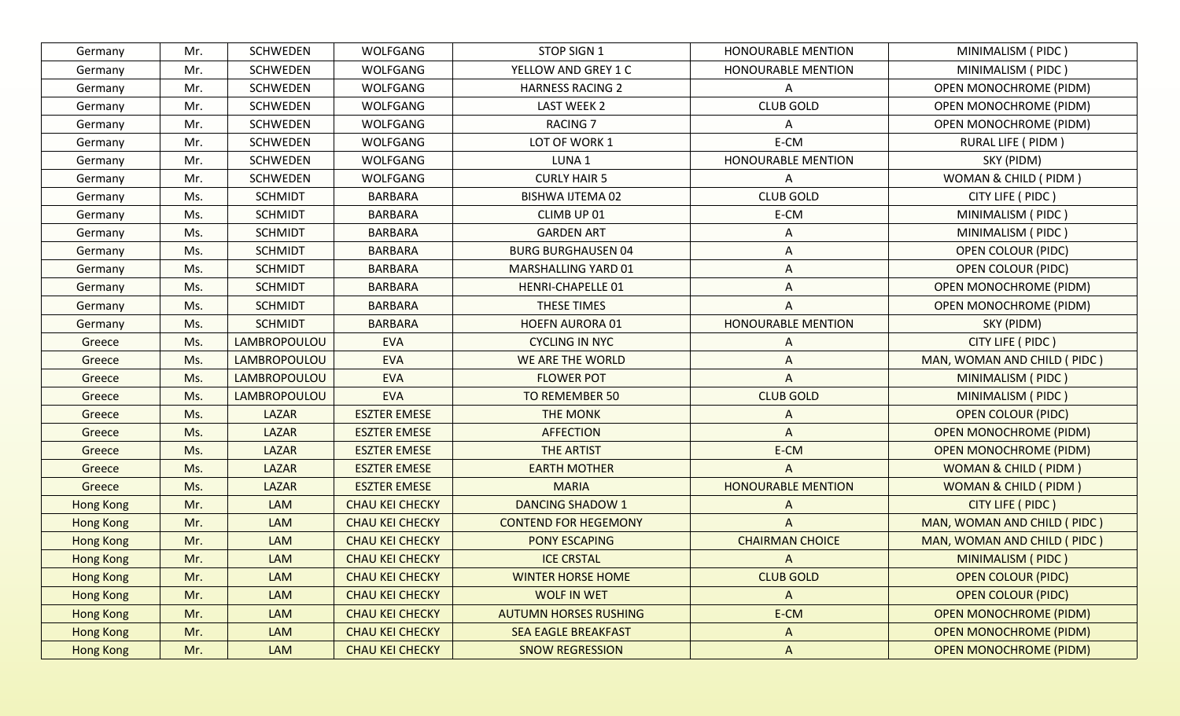| Germany | Mr. | SCHWEDEN | WOLFGANG | STOP SIGN 1 | HONOURABLE MENTION | MINIMALISM ( PIDC ) |
|---|---|---|---|---|---|---|
| Germany | Mr. | SCHWEDEN | WOLFGANG | YELLOW AND GREY 1 C | HONOURABLE MENTION | MINIMALISM ( PIDC ) |
| Germany | Mr. | SCHWEDEN | WOLFGANG | HARNESS RACING 2 | A | OPEN MONOCHROME (PIDM) |
| Germany | Mr. | SCHWEDEN | WOLFGANG | LAST WEEK 2 | CLUB GOLD | OPEN MONOCHROME (PIDM) |
| Germany | Mr. | SCHWEDEN | WOLFGANG | RACING 7 | A | OPEN MONOCHROME (PIDM) |
| Germany | Mr. | SCHWEDEN | WOLFGANG | LOT OF WORK 1 | E-CM | RURAL LIFE ( PIDM ) |
| Germany | Mr. | SCHWEDEN | WOLFGANG | LUNA 1 | HONOURABLE MENTION | SKY (PIDM) |
| Germany | Mr. | SCHWEDEN | WOLFGANG | CURLY HAIR 5 | A | WOMAN & CHILD ( PIDM ) |
| Germany | Ms. | SCHMIDT | BARBARA | BISHWA IJTEMA 02 | CLUB GOLD | CITY LIFE ( PIDC ) |
| Germany | Ms. | SCHMIDT | BARBARA | CLIMB UP 01 | E-CM | MINIMALISM ( PIDC ) |
| Germany | Ms. | SCHMIDT | BARBARA | GARDEN ART | A | MINIMALISM ( PIDC ) |
| Germany | Ms. | SCHMIDT | BARBARA | BURG BURGHAUSEN 04 | A | OPEN COLOUR (PIDC) |
| Germany | Ms. | SCHMIDT | BARBARA | MARSHALLING YARD 01 | A | OPEN COLOUR (PIDC) |
| Germany | Ms. | SCHMIDT | BARBARA | HENRI-CHAPELLE 01 | A | OPEN MONOCHROME (PIDM) |
| Germany | Ms. | SCHMIDT | BARBARA | THESE TIMES | A | OPEN MONOCHROME (PIDM) |
| Germany | Ms. | SCHMIDT | BARBARA | HOEFN AURORA 01 | HONOURABLE MENTION | SKY (PIDM) |
| Greece | Ms. | LAMBROPOULOU | EVA | CYCLING IN NYC | A | CITY LIFE ( PIDC ) |
| Greece | Ms. | LAMBROPOULOU | EVA | WE ARE THE WORLD | A | MAN, WOMAN AND CHILD ( PIDC ) |
| Greece | Ms. | LAMBROPOULOU | EVA | FLOWER POT | A | MINIMALISM ( PIDC ) |
| Greece | Ms. | LAMBROPOULOU | EVA | TO REMEMBER 50 | CLUB GOLD | MINIMALISM ( PIDC ) |
| Greece | Ms. | LAZAR | ESZTER EMESE | THE MONK | A | OPEN COLOUR (PIDC) |
| Greece | Ms. | LAZAR | ESZTER EMESE | AFFECTION | A | OPEN MONOCHROME (PIDM) |
| Greece | Ms. | LAZAR | ESZTER EMESE | THE ARTIST | E-CM | OPEN MONOCHROME (PIDM) |
| Greece | Ms. | LAZAR | ESZTER EMESE | EARTH MOTHER | A | WOMAN & CHILD ( PIDM ) |
| Greece | Ms. | LAZAR | ESZTER EMESE | MARIA | HONOURABLE MENTION | WOMAN & CHILD ( PIDM ) |
| Hong Kong | Mr. | LAM | CHAU KEI CHECKY | DANCING SHADOW 1 | A | CITY LIFE ( PIDC ) |
| Hong Kong | Mr. | LAM | CHAU KEI CHECKY | CONTEND FOR HEGEMONY | A | MAN, WOMAN AND CHILD ( PIDC ) |
| Hong Kong | Mr. | LAM | CHAU KEI CHECKY | PONY ESCAPING | CHAIRMAN CHOICE | MAN, WOMAN AND CHILD ( PIDC ) |
| Hong Kong | Mr. | LAM | CHAU KEI CHECKY | ICE CRSTAL | A | MINIMALISM ( PIDC ) |
| Hong Kong | Mr. | LAM | CHAU KEI CHECKY | WINTER HORSE HOME | CLUB GOLD | OPEN COLOUR (PIDC) |
| Hong Kong | Mr. | LAM | CHAU KEI CHECKY | WOLF IN WET | A | OPEN COLOUR (PIDC) |
| Hong Kong | Mr. | LAM | CHAU KEI CHECKY | AUTUMN HORSES RUSHING | E-CM | OPEN MONOCHROME (PIDM) |
| Hong Kong | Mr. | LAM | CHAU KEI CHECKY | SEA EAGLE BREAKFAST | A | OPEN MONOCHROME (PIDM) |
| Hong Kong | Mr. | LAM | CHAU KEI CHECKY | SNOW REGRESSION | A | OPEN MONOCHROME (PIDM) |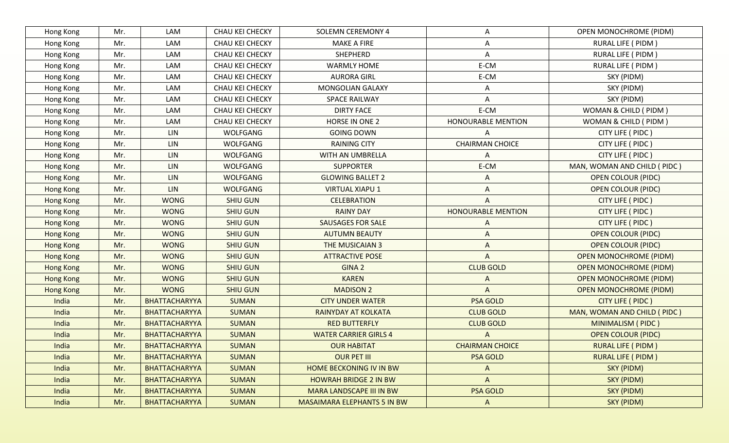| Hong Kong | Mr. | LAM | CHAU KEI CHECKY | SOLEMN CEREMONY 4 | A | OPEN MONOCHROME (PIDM) |
|---|---|---|---|---|---|---|
| Hong Kong | Mr. | LAM | CHAU KEI CHECKY | MAKE A FIRE | A | RURAL LIFE ( PIDM ) |
| Hong Kong | Mr. | LAM | CHAU KEI CHECKY | SHEPHERD | A | RURAL LIFE ( PIDM ) |
| Hong Kong | Mr. | LAM | CHAU KEI CHECKY | WARMLY HOME | E-CM | RURAL LIFE ( PIDM ) |
| Hong Kong | Mr. | LAM | CHAU KEI CHECKY | AURORA GIRL | E-CM | SKY (PIDM) |
| Hong Kong | Mr. | LAM | CHAU KEI CHECKY | MONGOLIAN GALAXY | A | SKY (PIDM) |
| Hong Kong | Mr. | LAM | CHAU KEI CHECKY | SPACE RAILWAY | A | SKY (PIDM) |
| Hong Kong | Mr. | LAM | CHAU KEI CHECKY | DIRTY FACE | E-CM | WOMAN & CHILD ( PIDM ) |
| Hong Kong | Mr. | LAM | CHAU KEI CHECKY | HORSE IN ONE 2 | HONOURABLE MENTION | WOMAN & CHILD ( PIDM ) |
| Hong Kong | Mr. | LIN | WOLFGANG | GOING DOWN | A | CITY LIFE ( PIDC ) |
| Hong Kong | Mr. | LIN | WOLFGANG | RAINING CITY | CHAIRMAN CHOICE | CITY LIFE ( PIDC ) |
| Hong Kong | Mr. | LIN | WOLFGANG | WITH AN UMBRELLA | A | CITY LIFE ( PIDC ) |
| Hong Kong | Mr. | LIN | WOLFGANG | SUPPORTER | E-CM | MAN, WOMAN AND CHILD ( PIDC ) |
| Hong Kong | Mr. | LIN | WOLFGANG | GLOWING BALLET 2 | A | OPEN COLOUR (PIDC) |
| Hong Kong | Mr. | LIN | WOLFGANG | VIRTUAL XIAPU 1 | A | OPEN COLOUR (PIDC) |
| Hong Kong | Mr. | WONG | SHIU GUN | CELEBRATION | A | CITY LIFE ( PIDC ) |
| Hong Kong | Mr. | WONG | SHIU GUN | RAINY DAY | HONOURABLE MENTION | CITY LIFE ( PIDC ) |
| Hong Kong | Mr. | WONG | SHIU GUN | SAUSAGES FOR SALE | A | CITY LIFE ( PIDC ) |
| Hong Kong | Mr. | WONG | SHIU GUN | AUTUMN BEAUTY | A | OPEN COLOUR (PIDC) |
| Hong Kong | Mr. | WONG | SHIU GUN | THE MUSICAIAN 3 | A | OPEN COLOUR (PIDC) |
| Hong Kong | Mr. | WONG | SHIU GUN | ATTRACTIVE POSE | A | OPEN MONOCHROME (PIDM) |
| Hong Kong | Mr. | WONG | SHIU GUN | GINA 2 | CLUB GOLD | OPEN MONOCHROME (PIDM) |
| Hong Kong | Mr. | WONG | SHIU GUN | KAREN | A | OPEN MONOCHROME (PIDM) |
| Hong Kong | Mr. | WONG | SHIU GUN | MADISON 2 | A | OPEN MONOCHROME (PIDM) |
| India | Mr. | BHATTACHARYYA | SUMAN | CITY UNDER WATER | PSA GOLD | CITY LIFE ( PIDC ) |
| India | Mr. | BHATTACHARYYA | SUMAN | RAINYDAY AT KOLKATA | CLUB GOLD | MAN, WOMAN AND CHILD ( PIDC ) |
| India | Mr. | BHATTACHARYYA | SUMAN | RED BUTTERFLY | CLUB GOLD | MINIMALISM ( PIDC ) |
| India | Mr. | BHATTACHARYYA | SUMAN | WATER CARRIER GIRLS 4 | A | OPEN COLOUR (PIDC) |
| India | Mr. | BHATTACHARYYA | SUMAN | OUR HABITAT | CHAIRMAN CHOICE | RURAL LIFE ( PIDM ) |
| India | Mr. | BHATTACHARYYA | SUMAN | OUR PET III | PSA GOLD | RURAL LIFE ( PIDM ) |
| India | Mr. | BHATTACHARYYA | SUMAN | HOME BECKONING IV IN BW | A | SKY (PIDM) |
| India | Mr. | BHATTACHARYYA | SUMAN | HOWRAH BRIDGE 2 IN BW | A | SKY (PIDM) |
| India | Mr. | BHATTACHARYYA | SUMAN | MARA LANDSCAPE III IN BW | PSA GOLD | SKY (PIDM) |
| India | Mr. | BHATTACHARYYA | SUMAN | MASAIMARA ELEPHANTS 5 IN BW | A | SKY (PIDM) |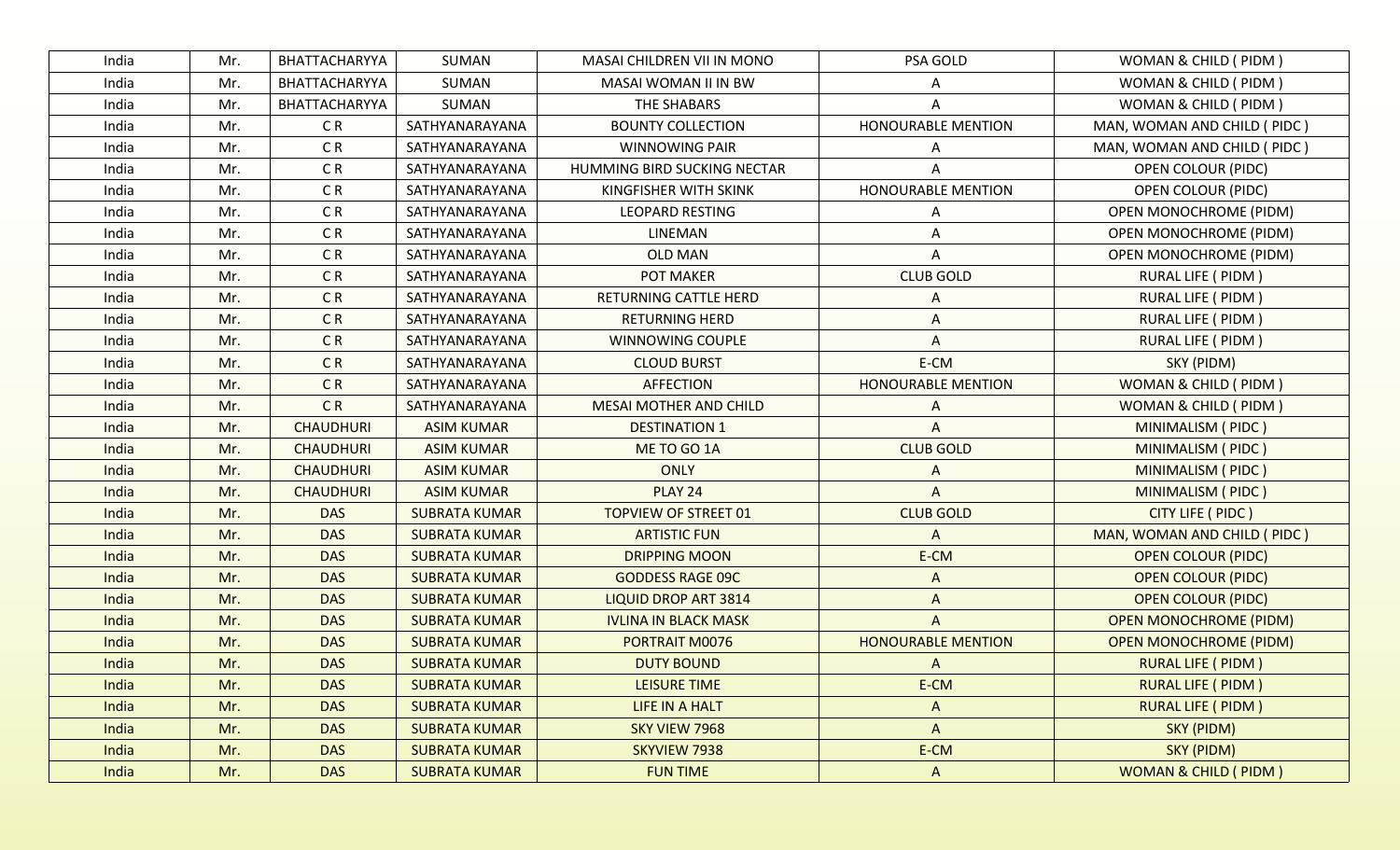| India | Mr. | BHATTACHARYYA | SUMAN | MASAI CHILDREN VII IN MONO | PSA GOLD | WOMAN & CHILD ( PIDM ) |
|---|---|---|---|---|---|---|
| India | Mr. | BHATTACHARYYA | SUMAN | MASAI WOMAN II IN BW | A | WOMAN & CHILD ( PIDM ) |
| India | Mr. | BHATTACHARYYA | SUMAN | THE SHABARS | A | WOMAN & CHILD ( PIDM ) |
| India | Mr. | C R | SATHYANARAYANA | BOUNTY COLLECTION | HONOURABLE MENTION | MAN, WOMAN AND CHILD ( PIDC ) |
| India | Mr. | C R | SATHYANARAYANA | WINNOWING PAIR | A | MAN, WOMAN AND CHILD ( PIDC ) |
| India | Mr. | C R | SATHYANARAYANA | HUMMING BIRD SUCKING NECTAR | A | OPEN COLOUR (PIDC) |
| India | Mr. | C R | SATHYANARAYANA | KINGFISHER WITH SKINK | HONOURABLE MENTION | OPEN COLOUR (PIDC) |
| India | Mr. | C R | SATHYANARAYANA | LEOPARD RESTING | A | OPEN MONOCHROME (PIDM) |
| India | Mr. | C R | SATHYANARAYANA | LINEMAN | A | OPEN MONOCHROME (PIDM) |
| India | Mr. | C R | SATHYANARAYANA | OLD MAN | A | OPEN MONOCHROME (PIDM) |
| India | Mr. | C R | SATHYANARAYANA | POT MAKER | CLUB GOLD | RURAL LIFE ( PIDM ) |
| India | Mr. | C R | SATHYANARAYANA | RETURNING CATTLE HERD | A | RURAL LIFE ( PIDM ) |
| India | Mr. | C R | SATHYANARAYANA | RETURNING HERD | A | RURAL LIFE ( PIDM ) |
| India | Mr. | C R | SATHYANARAYANA | WINNOWING COUPLE | A | RURAL LIFE ( PIDM ) |
| India | Mr. | C R | SATHYANARAYANA | CLOUD BURST | E-CM | SKY (PIDM) |
| India | Mr. | C R | SATHYANARAYANA | AFFECTION | HONOURABLE MENTION | WOMAN & CHILD ( PIDM ) |
| India | Mr. | C R | SATHYANARAYANA | MESAI MOTHER AND CHILD | A | WOMAN & CHILD ( PIDM ) |
| India | Mr. | CHAUDHURI | ASIM KUMAR | DESTINATION 1 | A | MINIMALISM ( PIDC ) |
| India | Mr. | CHAUDHURI | ASIM KUMAR | ME TO GO 1A | CLUB GOLD | MINIMALISM ( PIDC ) |
| India | Mr. | CHAUDHURI | ASIM KUMAR | ONLY | A | MINIMALISM ( PIDC ) |
| India | Mr. | CHAUDHURI | ASIM KUMAR | PLAY 24 | A | MINIMALISM ( PIDC ) |
| India | Mr. | DAS | SUBRATA KUMAR | TOPVIEW OF STREET 01 | CLUB GOLD | CITY LIFE ( PIDC ) |
| India | Mr. | DAS | SUBRATA KUMAR | ARTISTIC FUN | A | MAN, WOMAN AND CHILD ( PIDC ) |
| India | Mr. | DAS | SUBRATA KUMAR | DRIPPING MOON | E-CM | OPEN COLOUR (PIDC) |
| India | Mr. | DAS | SUBRATA KUMAR | GODDESS RAGE 09C | A | OPEN COLOUR (PIDC) |
| India | Mr. | DAS | SUBRATA KUMAR | LIQUID DROP ART 3814 | A | OPEN COLOUR (PIDC) |
| India | Mr. | DAS | SUBRATA KUMAR | IVLINA IN BLACK MASK | A | OPEN MONOCHROME (PIDM) |
| India | Mr. | DAS | SUBRATA KUMAR | PORTRAIT M0076 | HONOURABLE MENTION | OPEN MONOCHROME (PIDM) |
| India | Mr. | DAS | SUBRATA KUMAR | DUTY BOUND | A | RURAL LIFE ( PIDM ) |
| India | Mr. | DAS | SUBRATA KUMAR | LEISURE TIME | E-CM | RURAL LIFE ( PIDM ) |
| India | Mr. | DAS | SUBRATA KUMAR | LIFE IN A HALT | A | RURAL LIFE ( PIDM ) |
| India | Mr. | DAS | SUBRATA KUMAR | SKY VIEW 7968 | A | SKY (PIDM) |
| India | Mr. | DAS | SUBRATA KUMAR | SKYVIEW 7938 | E-CM | SKY (PIDM) |
| India | Mr. | DAS | SUBRATA KUMAR | FUN TIME | A | WOMAN & CHILD ( PIDM ) |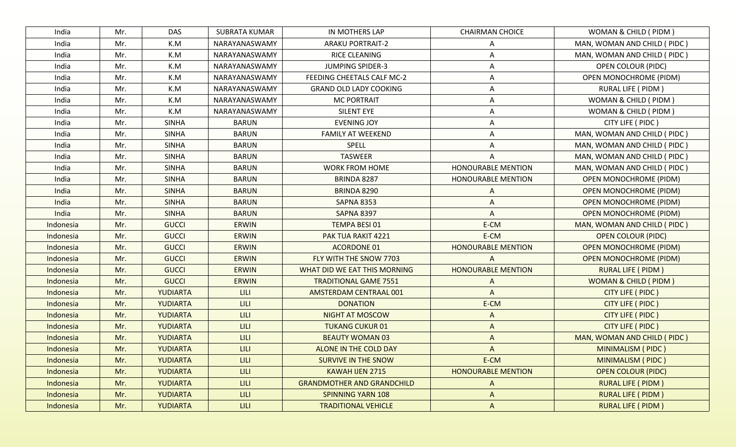| India | Mr. | DAS | SUBRATA KUMAR | IN MOTHERS LAP | CHAIRMAN CHOICE | WOMAN & CHILD ( PIDM ) |
|---|---|---|---|---|---|---|
| India | Mr. | K.M | NARAYANASWAMY | ARAKU PORTRAIT-2 | A | MAN, WOMAN AND CHILD ( PIDC ) |
| India | Mr. | K.M | NARAYANASWAMY | RICE CLEANING | A | MAN, WOMAN AND CHILD ( PIDC ) |
| India | Mr. | K.M | NARAYANASWAMY | JUMPING SPIDER-3 | A | OPEN COLOUR (PIDC) |
| India | Mr. | K.M | NARAYANASWAMY | FEEDING CHEETALS CALF MC-2 | A | OPEN MONOCHROME (PIDM) |
| India | Mr. | K.M | NARAYANASWAMY | GRAND OLD LADY COOKING | A | RURAL LIFE ( PIDM ) |
| India | Mr. | K.M | NARAYANASWAMY | MC PORTRAIT | A | WOMAN & CHILD ( PIDM ) |
| India | Mr. | K.M | NARAYANASWAMY | SILENT EYE | A | WOMAN & CHILD ( PIDM ) |
| India | Mr. | SINHA | BARUN | EVENING JOY | A | CITY LIFE ( PIDC ) |
| India | Mr. | SINHA | BARUN | FAMILY AT WEEKEND | A | MAN, WOMAN AND CHILD ( PIDC ) |
| India | Mr. | SINHA | BARUN | SPELL | A | MAN, WOMAN AND CHILD ( PIDC ) |
| India | Mr. | SINHA | BARUN | TASWEER | A | MAN, WOMAN AND CHILD ( PIDC ) |
| India | Mr. | SINHA | BARUN | WORK FROM HOME | HONOURABLE MENTION | MAN, WOMAN AND CHILD ( PIDC ) |
| India | Mr. | SINHA | BARUN | BRINDA 8287 | HONOURABLE MENTION | OPEN MONOCHROME (PIDM) |
| India | Mr. | SINHA | BARUN | BRINDA 8290 | A | OPEN MONOCHROME (PIDM) |
| India | Mr. | SINHA | BARUN | SAPNA 8353 | A | OPEN MONOCHROME (PIDM) |
| India | Mr. | SINHA | BARUN | SAPNA 8397 | A | OPEN MONOCHROME (PIDM) |
| Indonesia | Mr. | GUCCI | ERWIN | TEMPA BESI 01 | E-CM | MAN, WOMAN AND CHILD ( PIDC ) |
| Indonesia | Mr. | GUCCI | ERWIN | PAK TUA RAKIT 4221 | E-CM | OPEN COLOUR (PIDC) |
| Indonesia | Mr. | GUCCI | ERWIN | ACORDONE 01 | HONOURABLE MENTION | OPEN MONOCHROME (PIDM) |
| Indonesia | Mr. | GUCCI | ERWIN | FLY WITH THE SNOW 7703 | A | OPEN MONOCHROME (PIDM) |
| Indonesia | Mr. | GUCCI | ERWIN | WHAT DID WE EAT THIS MORNING | HONOURABLE MENTION | RURAL LIFE ( PIDM ) |
| Indonesia | Mr. | GUCCI | ERWIN | TRADITIONAL GAME 7551 | A | WOMAN & CHILD ( PIDM ) |
| Indonesia | Mr. | YUDIARTA | LILI | AMSTERDAM CENTRAAL 001 | A | CITY LIFE ( PIDC ) |
| Indonesia | Mr. | YUDIARTA | LILI | DONATION | E-CM | CITY LIFE ( PIDC ) |
| Indonesia | Mr. | YUDIARTA | LILI | NIGHT AT MOSCOW | A | CITY LIFE ( PIDC ) |
| Indonesia | Mr. | YUDIARTA | LILI | TUKANG CUKUR 01 | A | CITY LIFE ( PIDC ) |
| Indonesia | Mr. | YUDIARTA | LILI | BEAUTY WOMAN 03 | A | MAN, WOMAN AND CHILD ( PIDC ) |
| Indonesia | Mr. | YUDIARTA | LILI | ALONE IN THE COLD DAY | A | MINIMALISM ( PIDC ) |
| Indonesia | Mr. | YUDIARTA | LILI | SURVIVE IN THE SNOW | E-CM | MINIMALISM ( PIDC ) |
| Indonesia | Mr. | YUDIARTA | LILI | KAWAH IJEN 2715 | HONOURABLE MENTION | OPEN COLOUR (PIDC) |
| Indonesia | Mr. | YUDIARTA | LILI | GRANDMOTHER AND GRANDCHILD | A | RURAL LIFE ( PIDM ) |
| Indonesia | Mr. | YUDIARTA | LILI | SPINNING YARN 108 | A | RURAL LIFE ( PIDM ) |
| Indonesia | Mr. | YUDIARTA | LILI | TRADITIONAL VEHICLE | A | RURAL LIFE ( PIDM ) |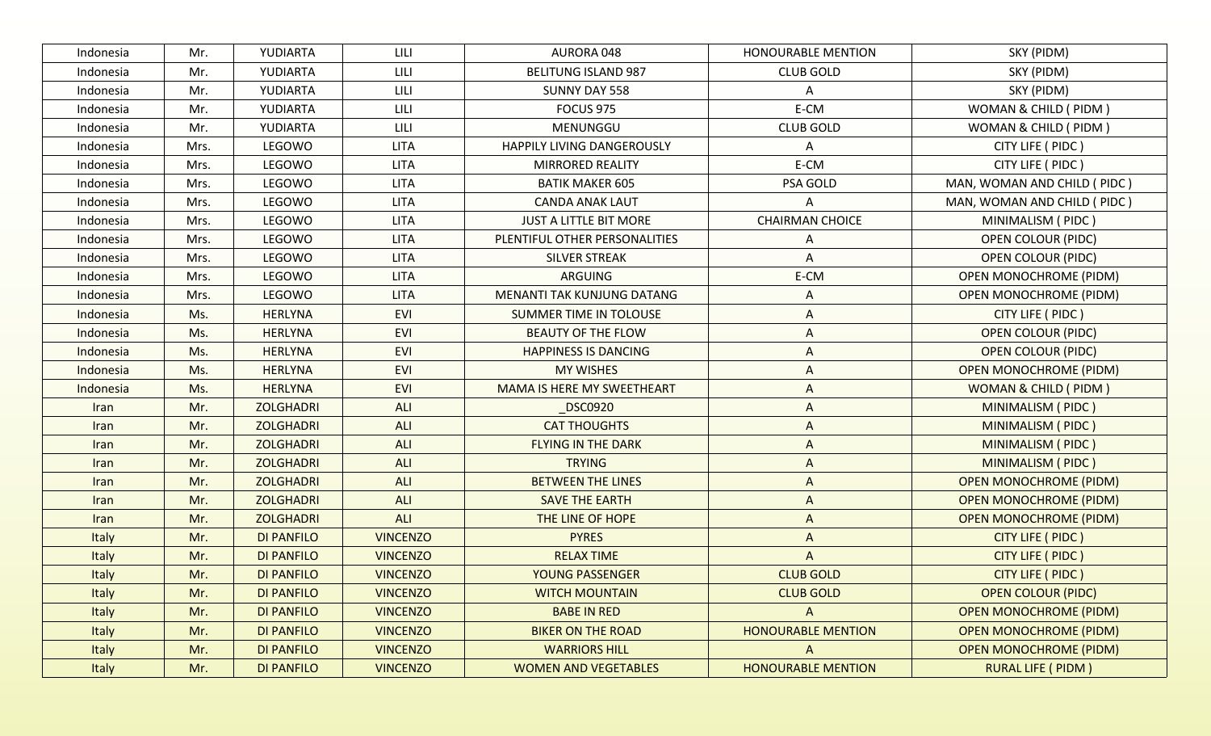| Indonesia | Mr. | YUDIARTA | LILI | AURORA 048 | HONOURABLE MENTION | SKY (PIDM) |
|---|---|---|---|---|---|---|
| Indonesia | Mr. | YUDIARTA | LILI | BELITUNG ISLAND 987 | CLUB GOLD | SKY (PIDM) |
| Indonesia | Mr. | YUDIARTA | LILI | SUNNY DAY 558 | A | SKY (PIDM) |
| Indonesia | Mr. | YUDIARTA | LILI | FOCUS 975 | E-CM | WOMAN & CHILD ( PIDM ) |
| Indonesia | Mr. | YUDIARTA | LILI | MENUNGGU | CLUB GOLD | WOMAN & CHILD ( PIDM ) |
| Indonesia | Mrs. | LEGOWO | LITA | HAPPILY LIVING DANGEROUSLY | A | CITY LIFE ( PIDC ) |
| Indonesia | Mrs. | LEGOWO | LITA | MIRRORED REALITY | E-CM | CITY LIFE ( PIDC ) |
| Indonesia | Mrs. | LEGOWO | LITA | BATIK MAKER 605 | PSA GOLD | MAN, WOMAN AND CHILD ( PIDC ) |
| Indonesia | Mrs. | LEGOWO | LITA | CANDA ANAK LAUT | A | MAN, WOMAN AND CHILD ( PIDC ) |
| Indonesia | Mrs. | LEGOWO | LITA | JUST A LITTLE BIT MORE | CHAIRMAN CHOICE | MINIMALISM ( PIDC ) |
| Indonesia | Mrs. | LEGOWO | LITA | PLENTIFUL OTHER PERSONALITIES | A | OPEN COLOUR (PIDC) |
| Indonesia | Mrs. | LEGOWO | LITA | SILVER STREAK | A | OPEN COLOUR (PIDC) |
| Indonesia | Mrs. | LEGOWO | LITA | ARGUING | E-CM | OPEN MONOCHROME (PIDM) |
| Indonesia | Mrs. | LEGOWO | LITA | MENANTI TAK KUNJUNG DATANG | A | OPEN MONOCHROME (PIDM) |
| Indonesia | Ms. | HERLYNA | EVI | SUMMER TIME IN TOLOUSE | A | CITY LIFE ( PIDC ) |
| Indonesia | Ms. | HERLYNA | EVI | BEAUTY OF THE FLOW | A | OPEN COLOUR (PIDC) |
| Indonesia | Ms. | HERLYNA | EVI | HAPPINESS IS DANCING | A | OPEN COLOUR (PIDC) |
| Indonesia | Ms. | HERLYNA | EVI | MY WISHES | A | OPEN MONOCHROME (PIDM) |
| Indonesia | Ms. | HERLYNA | EVI | MAMA IS HERE MY SWEETHEART | A | WOMAN & CHILD ( PIDM ) |
| Iran | Mr. | ZOLGHADRI | ALI | _DSC0920 | A | MINIMALISM ( PIDC ) |
| Iran | Mr. | ZOLGHADRI | ALI | CAT THOUGHTS | A | MINIMALISM ( PIDC ) |
| Iran | Mr. | ZOLGHADRI | ALI | FLYING IN THE DARK | A | MINIMALISM ( PIDC ) |
| Iran | Mr. | ZOLGHADRI | ALI | TRYING | A | MINIMALISM ( PIDC ) |
| Iran | Mr. | ZOLGHADRI | ALI | BETWEEN THE LINES | A | OPEN MONOCHROME (PIDM) |
| Iran | Mr. | ZOLGHADRI | ALI | SAVE THE EARTH | A | OPEN MONOCHROME (PIDM) |
| Iran | Mr. | ZOLGHADRI | ALI | THE LINE OF HOPE | A | OPEN MONOCHROME (PIDM) |
| Italy | Mr. | DI PANFILO | VINCENZO | PYRES | A | CITY LIFE ( PIDC ) |
| Italy | Mr. | DI PANFILO | VINCENZO | RELAX TIME | A | CITY LIFE ( PIDC ) |
| Italy | Mr. | DI PANFILO | VINCENZO | YOUNG PASSENGER | CLUB GOLD | CITY LIFE ( PIDC ) |
| Italy | Mr. | DI PANFILO | VINCENZO | WITCH MOUNTAIN | CLUB GOLD | OPEN COLOUR (PIDC) |
| Italy | Mr. | DI PANFILO | VINCENZO | BABE IN RED | A | OPEN MONOCHROME (PIDM) |
| Italy | Mr. | DI PANFILO | VINCENZO | BIKER ON THE ROAD | HONOURABLE MENTION | OPEN MONOCHROME (PIDM) |
| Italy | Mr. | DI PANFILO | VINCENZO | WARRIORS HILL | A | OPEN MONOCHROME (PIDM) |
| Italy | Mr. | DI PANFILO | VINCENZO | WOMEN AND VEGETABLES | HONOURABLE MENTION | RURAL LIFE ( PIDM ) |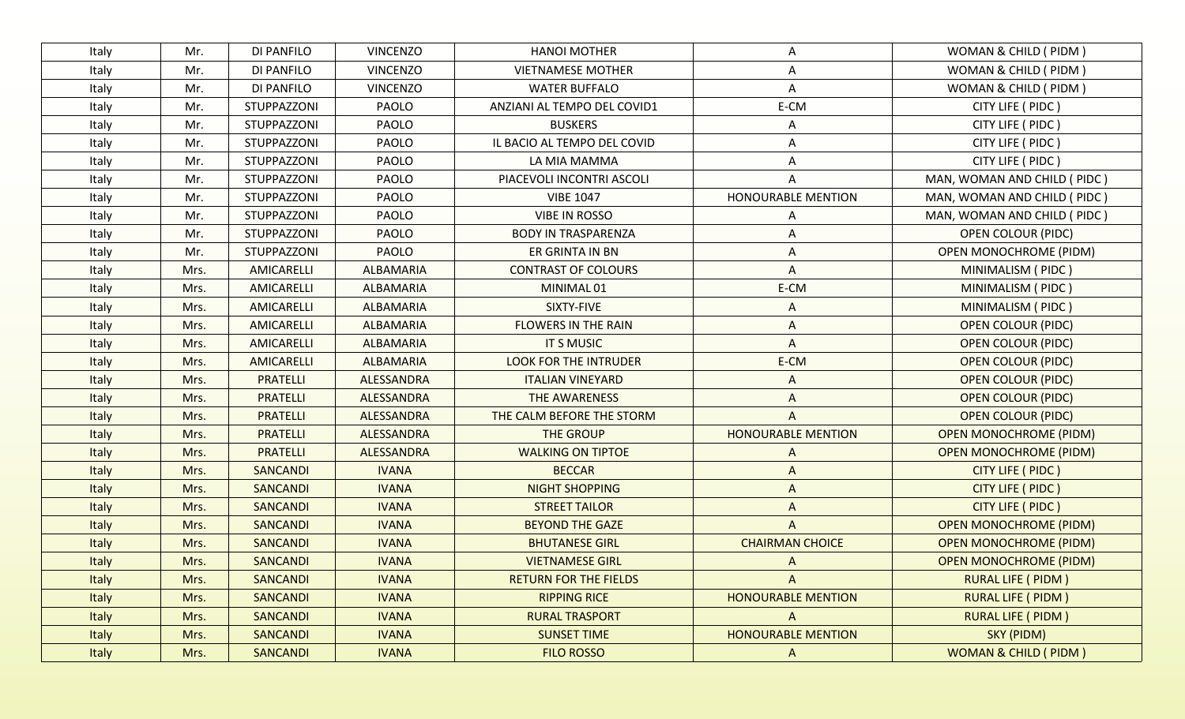| Italy | Mr. | DI PANFILO | VINCENZO | HANOI MOTHER | A | WOMAN & CHILD ( PIDM ) |
|---|---|---|---|---|---|---|
| Italy | Mr. | DI PANFILO | VINCENZO | VIETNAMESE MOTHER | A | WOMAN & CHILD ( PIDM ) |
| Italy | Mr. | DI PANFILO | VINCENZO | WATER BUFFALO | A | WOMAN & CHILD ( PIDM ) |
| Italy | Mr. | STUPPAZZONI | PAOLO | ANZIANI AL TEMPO DEL COVID1 | E-CM | CITY LIFE ( PIDC ) |
| Italy | Mr. | STUPPAZZONI | PAOLO | BUSKERS | A | CITY LIFE ( PIDC ) |
| Italy | Mr. | STUPPAZZONI | PAOLO | IL BACIO AL TEMPO DEL COVID | A | CITY LIFE ( PIDC ) |
| Italy | Mr. | STUPPAZZONI | PAOLO | LA MIA MAMMA | A | CITY LIFE ( PIDC ) |
| Italy | Mr. | STUPPAZZONI | PAOLO | PIACEVOLI INCONTRI ASCOLI | A | MAN, WOMAN AND CHILD ( PIDC ) |
| Italy | Mr. | STUPPAZZONI | PAOLO | VIBE 1047 | HONOURABLE MENTION | MAN, WOMAN AND CHILD ( PIDC ) |
| Italy | Mr. | STUPPAZZONI | PAOLO | VIBE IN ROSSO | A | MAN, WOMAN AND CHILD ( PIDC ) |
| Italy | Mr. | STUPPAZZONI | PAOLO | BODY IN TRASPARENZA | A | OPEN COLOUR (PIDC) |
| Italy | Mr. | STUPPAZZONI | PAOLO | ER GRINTA IN BN | A | OPEN MONOCHROME (PIDM) |
| Italy | Mrs. | AMICARELLI | ALBAMARIA | CONTRAST OF COLOURS | A | MINIMALISM ( PIDC ) |
| Italy | Mrs. | AMICARELLI | ALBAMARIA | MINIMAL 01 | E-CM | MINIMALISM ( PIDC ) |
| Italy | Mrs. | AMICARELLI | ALBAMARIA | SIXTY-FIVE | A | MINIMALISM ( PIDC ) |
| Italy | Mrs. | AMICARELLI | ALBAMARIA | FLOWERS IN THE RAIN | A | OPEN COLOUR (PIDC) |
| Italy | Mrs. | AMICARELLI | ALBAMARIA | IT S MUSIC | A | OPEN COLOUR (PIDC) |
| Italy | Mrs. | AMICARELLI | ALBAMARIA | LOOK FOR THE INTRUDER | E-CM | OPEN COLOUR (PIDC) |
| Italy | Mrs. | PRATELLI | ALESSANDRA | ITALIAN VINEYARD | A | OPEN COLOUR (PIDC) |
| Italy | Mrs. | PRATELLI | ALESSANDRA | THE AWARENESS | A | OPEN COLOUR (PIDC) |
| Italy | Mrs. | PRATELLI | ALESSANDRA | THE CALM BEFORE THE STORM | A | OPEN COLOUR (PIDC) |
| Italy | Mrs. | PRATELLI | ALESSANDRA | THE GROUP | HONOURABLE MENTION | OPEN MONOCHROME (PIDM) |
| Italy | Mrs. | PRATELLI | ALESSANDRA | WALKING ON TIPTOE | A | OPEN MONOCHROME (PIDM) |
| Italy | Mrs. | SANCANDI | IVANA | BECCAR | A | CITY LIFE ( PIDC ) |
| Italy | Mrs. | SANCANDI | IVANA | NIGHT SHOPPING | A | CITY LIFE ( PIDC ) |
| Italy | Mrs. | SANCANDI | IVANA | STREET TAILOR | A | CITY LIFE ( PIDC ) |
| Italy | Mrs. | SANCANDI | IVANA | BEYOND THE GAZE | A | OPEN MONOCHROME (PIDM) |
| Italy | Mrs. | SANCANDI | IVANA | BHUTANESE GIRL | CHAIRMAN CHOICE | OPEN MONOCHROME (PIDM) |
| Italy | Mrs. | SANCANDI | IVANA | VIETNAMESE GIRL | A | OPEN MONOCHROME (PIDM) |
| Italy | Mrs. | SANCANDI | IVANA | RETURN FOR THE FIELDS | A | RURAL LIFE ( PIDM ) |
| Italy | Mrs. | SANCANDI | IVANA | RIPPING RICE | HONOURABLE MENTION | RURAL LIFE ( PIDM ) |
| Italy | Mrs. | SANCANDI | IVANA | RURAL TRASPORT | A | RURAL LIFE ( PIDM ) |
| Italy | Mrs. | SANCANDI | IVANA | SUNSET TIME | HONOURABLE MENTION | SKY (PIDM) |
| Italy | Mrs. | SANCANDI | IVANA | FILO ROSSO | A | WOMAN & CHILD ( PIDM ) |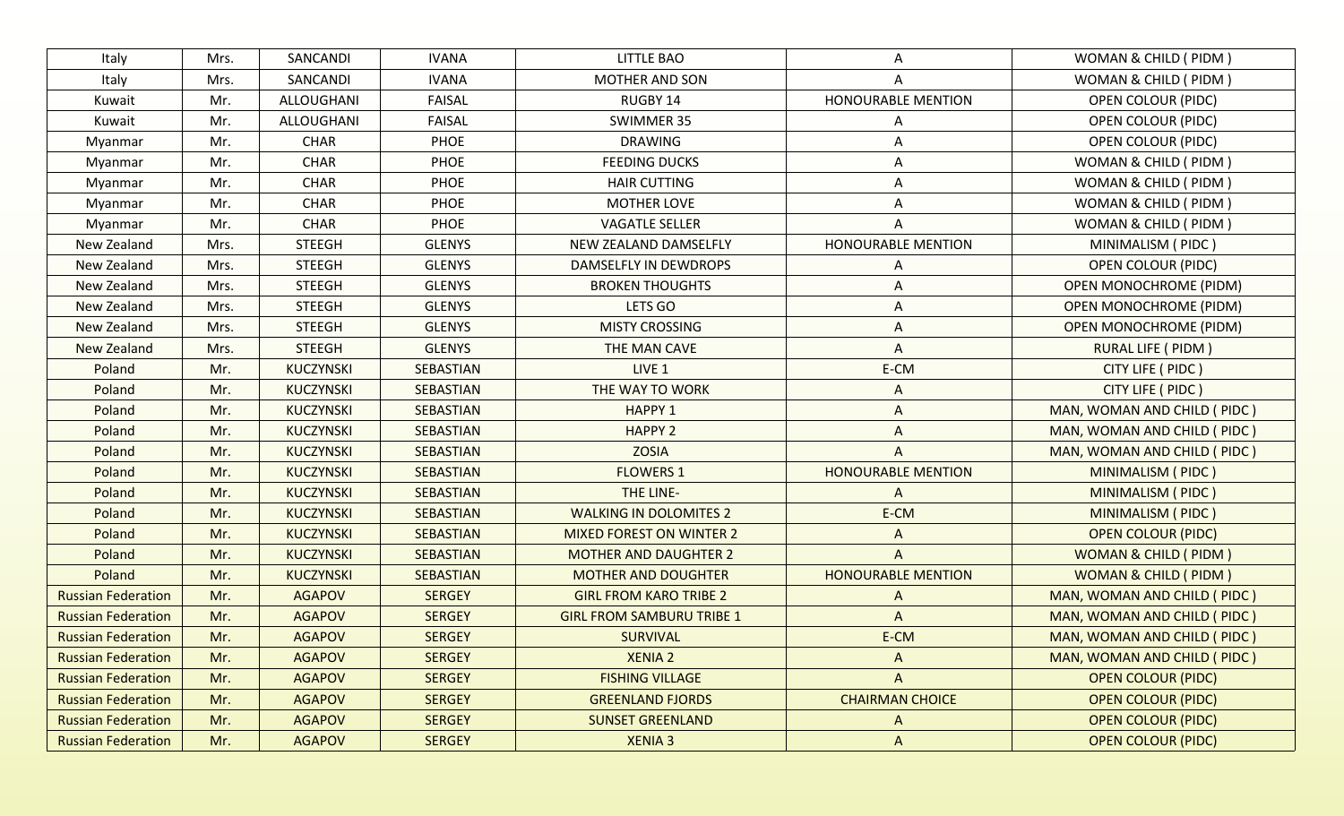| Italy | Mrs. | SANCANDI | IVANA | LITTLE BAO | A | WOMAN & CHILD ( PIDM ) |
|---|---|---|---|---|---|---|
| Italy | Mrs. | SANCANDI | IVANA | MOTHER AND SON | A | WOMAN & CHILD ( PIDM ) |
| Kuwait | Mr. | ALLOUGHANI | FAISAL | RUGBY 14 | HONOURABLE MENTION | OPEN COLOUR (PIDC) |
| Kuwait | Mr. | ALLOUGHANI | FAISAL | SWIMMER 35 | A | OPEN COLOUR (PIDC) |
| Myanmar | Mr. | CHAR | PHOE | DRAWING | A | OPEN COLOUR (PIDC) |
| Myanmar | Mr. | CHAR | PHOE | FEEDING DUCKS | A | WOMAN & CHILD ( PIDM ) |
| Myanmar | Mr. | CHAR | PHOE | HAIR CUTTING | A | WOMAN & CHILD ( PIDM ) |
| Myanmar | Mr. | CHAR | PHOE | MOTHER LOVE | A | WOMAN & CHILD ( PIDM ) |
| Myanmar | Mr. | CHAR | PHOE | VAGATLE SELLER | A | WOMAN & CHILD ( PIDM ) |
| New Zealand | Mrs. | STEEGH | GLENYS | NEW ZEALAND DAMSELFLY | HONOURABLE MENTION | MINIMALISM ( PIDC ) |
| New Zealand | Mrs. | STEEGH | GLENYS | DAMSELFLY IN DEWDROPS | A | OPEN COLOUR (PIDC) |
| New Zealand | Mrs. | STEEGH | GLENYS | BROKEN THOUGHTS | A | OPEN MONOCHROME (PIDM) |
| New Zealand | Mrs. | STEEGH | GLENYS | LETS GO | A | OPEN MONOCHROME (PIDM) |
| New Zealand | Mrs. | STEEGH | GLENYS | MISTY CROSSING | A | OPEN MONOCHROME (PIDM) |
| New Zealand | Mrs. | STEEGH | GLENYS | THE MAN CAVE | A | RURAL LIFE ( PIDM ) |
| Poland | Mr. | KUCZYNSKI | SEBASTIAN | LIVE 1 | E-CM | CITY LIFE ( PIDC ) |
| Poland | Mr. | KUCZYNSKI | SEBASTIAN | THE WAY TO WORK | A | CITY LIFE ( PIDC ) |
| Poland | Mr. | KUCZYNSKI | SEBASTIAN | HAPPY 1 | A | MAN, WOMAN AND CHILD ( PIDC ) |
| Poland | Mr. | KUCZYNSKI | SEBASTIAN | HAPPY 2 | A | MAN, WOMAN AND CHILD ( PIDC ) |
| Poland | Mr. | KUCZYNSKI | SEBASTIAN | ZOSIA | A | MAN, WOMAN AND CHILD ( PIDC ) |
| Poland | Mr. | KUCZYNSKI | SEBASTIAN | FLOWERS 1 | HONOURABLE MENTION | MINIMALISM ( PIDC ) |
| Poland | Mr. | KUCZYNSKI | SEBASTIAN | THE LINE- | A | MINIMALISM ( PIDC ) |
| Poland | Mr. | KUCZYNSKI | SEBASTIAN | WALKING IN DOLOMITES 2 | E-CM | MINIMALISM ( PIDC ) |
| Poland | Mr. | KUCZYNSKI | SEBASTIAN | MIXED FOREST ON WINTER 2 | A | OPEN COLOUR (PIDC) |
| Poland | Mr. | KUCZYNSKI | SEBASTIAN | MOTHER AND DAUGHTER 2 | A | WOMAN & CHILD ( PIDM ) |
| Poland | Mr. | KUCZYNSKI | SEBASTIAN | MOTHER AND DOUGHTER | HONOURABLE MENTION | WOMAN & CHILD ( PIDM ) |
| Russian Federation | Mr. | AGAPOV | SERGEY | GIRL FROM KARO TRIBE 2 | A | MAN, WOMAN AND CHILD ( PIDC ) |
| Russian Federation | Mr. | AGAPOV | SERGEY | GIRL FROM SAMBURU TRIBE 1 | A | MAN, WOMAN AND CHILD ( PIDC ) |
| Russian Federation | Mr. | AGAPOV | SERGEY | SURVIVAL | E-CM | MAN, WOMAN AND CHILD ( PIDC ) |
| Russian Federation | Mr. | AGAPOV | SERGEY | XENIA 2 | A | MAN, WOMAN AND CHILD ( PIDC ) |
| Russian Federation | Mr. | AGAPOV | SERGEY | FISHING VILLAGE | A | OPEN COLOUR (PIDC) |
| Russian Federation | Mr. | AGAPOV | SERGEY | GREENLAND FJORDS | CHAIRMAN CHOICE | OPEN COLOUR (PIDC) |
| Russian Federation | Mr. | AGAPOV | SERGEY | SUNSET GREENLAND | A | OPEN COLOUR (PIDC) |
| Russian Federation | Mr. | AGAPOV | SERGEY | XENIA 3 | A | OPEN COLOUR (PIDC) |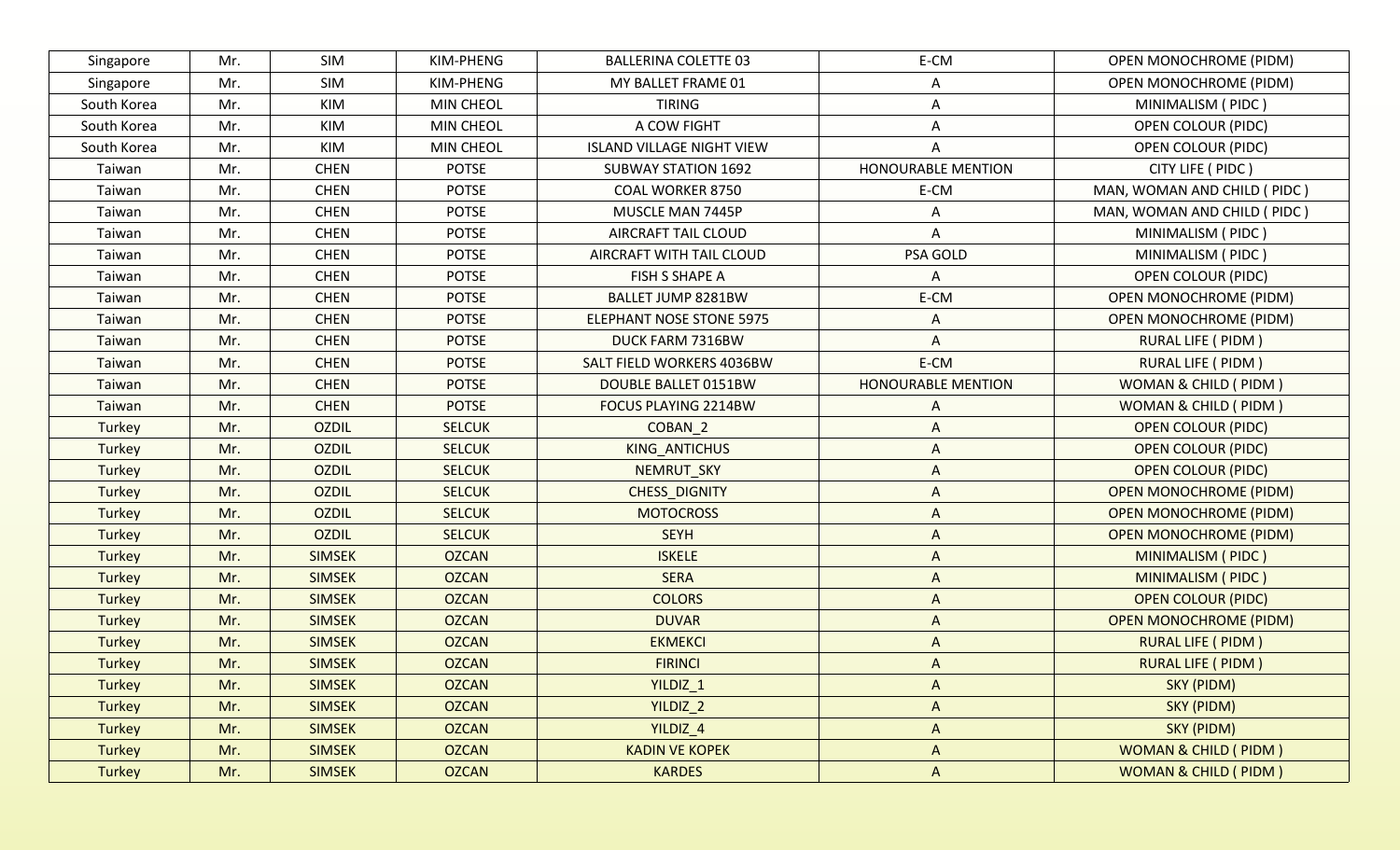| Singapore | Mr. | SIM | KIM-PHENG | BALLERINA COLETTE 03 | E-CM | OPEN MONOCHROME (PIDM) |
|---|---|---|---|---|---|---|
| Singapore | Mr. | SIM | KIM-PHENG | MY BALLET FRAME 01 | A | OPEN MONOCHROME (PIDM) |
| South Korea | Mr. | KIM | MIN CHEOL | TIRING | A | MINIMALISM ( PIDC ) |
| South Korea | Mr. | KIM | MIN CHEOL | A COW FIGHT | A | OPEN COLOUR (PIDC) |
| South Korea | Mr. | KIM | MIN CHEOL | ISLAND VILLAGE NIGHT VIEW | A | OPEN COLOUR (PIDC) |
| Taiwan | Mr. | CHEN | POTSE | SUBWAY STATION 1692 | HONOURABLE MENTION | CITY LIFE ( PIDC ) |
| Taiwan | Mr. | CHEN | POTSE | COAL WORKER 8750 | E-CM | MAN, WOMAN AND CHILD ( PIDC ) |
| Taiwan | Mr. | CHEN | POTSE | MUSCLE MAN 7445P | A | MAN, WOMAN AND CHILD ( PIDC ) |
| Taiwan | Mr. | CHEN | POTSE | AIRCRAFT TAIL CLOUD | A | MINIMALISM ( PIDC ) |
| Taiwan | Mr. | CHEN | POTSE | AIRCRAFT WITH TAIL CLOUD | PSA GOLD | MINIMALISM ( PIDC ) |
| Taiwan | Mr. | CHEN | POTSE | FISH S SHAPE A | A | OPEN COLOUR (PIDC) |
| Taiwan | Mr. | CHEN | POTSE | BALLET JUMP 8281BW | E-CM | OPEN MONOCHROME (PIDM) |
| Taiwan | Mr. | CHEN | POTSE | ELEPHANT NOSE STONE 5975 | A | OPEN MONOCHROME (PIDM) |
| Taiwan | Mr. | CHEN | POTSE | DUCK FARM 7316BW | A | RURAL LIFE ( PIDM ) |
| Taiwan | Mr. | CHEN | POTSE | SALT FIELD WORKERS 4036BW | E-CM | RURAL LIFE ( PIDM ) |
| Taiwan | Mr. | CHEN | POTSE | DOUBLE BALLET 0151BW | HONOURABLE MENTION | WOMAN & CHILD ( PIDM ) |
| Taiwan | Mr. | CHEN | POTSE | FOCUS PLAYING 2214BW | A | WOMAN & CHILD ( PIDM ) |
| Turkey | Mr. | OZDIL | SELCUK | COBAN_2 | A | OPEN COLOUR (PIDC) |
| Turkey | Mr. | OZDIL | SELCUK | KING_ANTICHUS | A | OPEN COLOUR (PIDC) |
| Turkey | Mr. | OZDIL | SELCUK | NEMRUT_SKY | A | OPEN COLOUR (PIDC) |
| Turkey | Mr. | OZDIL | SELCUK | CHESS_DIGNITY | A | OPEN MONOCHROME (PIDM) |
| Turkey | Mr. | OZDIL | SELCUK | MOTOCROSS | A | OPEN MONOCHROME (PIDM) |
| Turkey | Mr. | OZDIL | SELCUK | SEYH | A | OPEN MONOCHROME (PIDM) |
| Turkey | Mr. | SIMSEK | OZCAN | ISKELE | A | MINIMALISM ( PIDC ) |
| Turkey | Mr. | SIMSEK | OZCAN | SERA | A | MINIMALISM ( PIDC ) |
| Turkey | Mr. | SIMSEK | OZCAN | COLORS | A | OPEN COLOUR (PIDC) |
| Turkey | Mr. | SIMSEK | OZCAN | DUVAR | A | OPEN MONOCHROME (PIDM) |
| Turkey | Mr. | SIMSEK | OZCAN | EKMEKCI | A | RURAL LIFE ( PIDM ) |
| Turkey | Mr. | SIMSEK | OZCAN | FIRINCI | A | RURAL LIFE ( PIDM ) |
| Turkey | Mr. | SIMSEK | OZCAN | YILDIZ_1 | A | SKY (PIDM) |
| Turkey | Mr. | SIMSEK | OZCAN | YILDIZ_2 | A | SKY (PIDM) |
| Turkey | Mr. | SIMSEK | OZCAN | YILDIZ_4 | A | SKY (PIDM) |
| Turkey | Mr. | SIMSEK | OZCAN | KADIN VE KOPEK | A | WOMAN & CHILD ( PIDM ) |
| Turkey | Mr. | SIMSEK | OZCAN | KARDES | A | WOMAN & CHILD ( PIDM ) |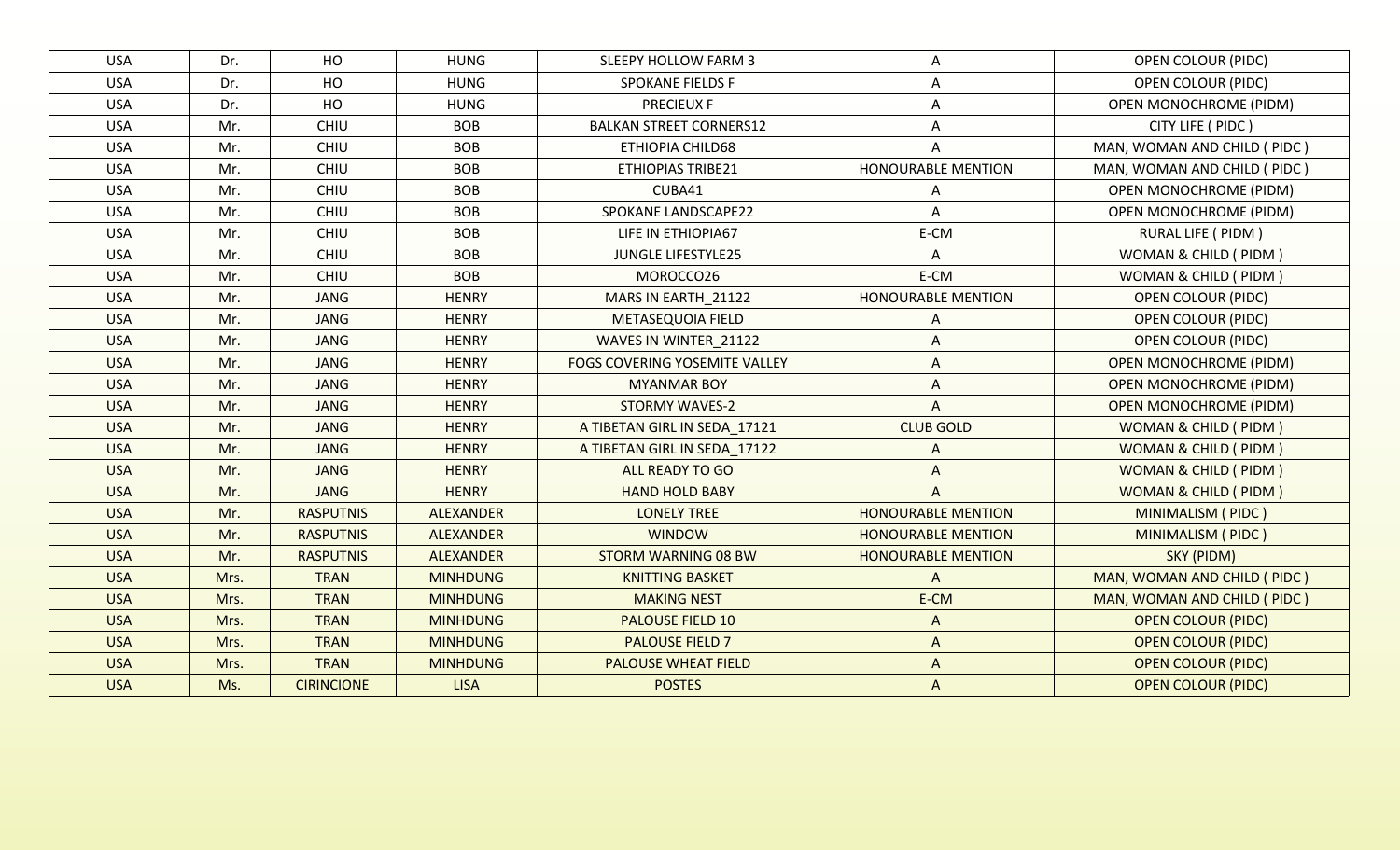| | | | | | | |
|---|---|---|---|---|---|---|
| USA | Dr. | HO | HUNG | SLEEPY HOLLOW FARM 3 | A | OPEN COLOUR (PIDC) |
| USA | Dr. | HO | HUNG | SPOKANE FIELDS F | A | OPEN COLOUR (PIDC) |
| USA | Dr. | HO | HUNG | PRECIEUX F | A | OPEN MONOCHROME (PIDM) |
| USA | Mr. | CHIU | BOB | BALKAN STREET CORNERS12 | A | CITY LIFE ( PIDC ) |
| USA | Mr. | CHIU | BOB | ETHIOPIA CHILD68 | A | MAN, WOMAN AND CHILD ( PIDC ) |
| USA | Mr. | CHIU | BOB | ETHIOPIAS TRIBE21 | HONOURABLE MENTION | MAN, WOMAN AND CHILD ( PIDC ) |
| USA | Mr. | CHIU | BOB | CUBA41 | A | OPEN MONOCHROME (PIDM) |
| USA | Mr. | CHIU | BOB | SPOKANE LANDSCAPE22 | A | OPEN MONOCHROME (PIDM) |
| USA | Mr. | CHIU | BOB | LIFE IN ETHIOPIA67 | E-CM | RURAL LIFE ( PIDM ) |
| USA | Mr. | CHIU | BOB | JUNGLE LIFESTYLE25 | A | WOMAN & CHILD ( PIDM ) |
| USA | Mr. | CHIU | BOB | MOROCCO26 | E-CM | WOMAN & CHILD ( PIDM ) |
| USA | Mr. | JANG | HENRY | MARS IN EARTH_21122 | HONOURABLE MENTION | OPEN COLOUR (PIDC) |
| USA | Mr. | JANG | HENRY | METASEQUOIA FIELD | A | OPEN COLOUR (PIDC) |
| USA | Mr. | JANG | HENRY | WAVES IN WINTER_21122 | A | OPEN COLOUR (PIDC) |
| USA | Mr. | JANG | HENRY | FOGS COVERING YOSEMITE VALLEY | A | OPEN MONOCHROME (PIDM) |
| USA | Mr. | JANG | HENRY | MYANMAR BOY | A | OPEN MONOCHROME (PIDM) |
| USA | Mr. | JANG | HENRY | STORMY WAVES-2 | A | OPEN MONOCHROME (PIDM) |
| USA | Mr. | JANG | HENRY | A TIBETAN GIRL IN SEDA_17121 | CLUB GOLD | WOMAN & CHILD ( PIDM ) |
| USA | Mr. | JANG | HENRY | A TIBETAN GIRL IN SEDA_17122 | A | WOMAN & CHILD ( PIDM ) |
| USA | Mr. | JANG | HENRY | ALL READY TO GO | A | WOMAN & CHILD ( PIDM ) |
| USA | Mr. | JANG | HENRY | HAND HOLD BABY | A | WOMAN & CHILD ( PIDM ) |
| USA | Mr. | RASPUTNIS | ALEXANDER | LONELY TREE | HONOURABLE MENTION | MINIMALISM ( PIDC ) |
| USA | Mr. | RASPUTNIS | ALEXANDER | WINDOW | HONOURABLE MENTION | MINIMALISM ( PIDC ) |
| USA | Mr. | RASPUTNIS | ALEXANDER | STORM WARNING 08 BW | HONOURABLE MENTION | SKY (PIDM) |
| USA | Mrs. | TRAN | MINHDUNG | KNITTING BASKET | A | MAN, WOMAN AND CHILD ( PIDC ) |
| USA | Mrs. | TRAN | MINHDUNG | MAKING NEST | E-CM | MAN, WOMAN AND CHILD ( PIDC ) |
| USA | Mrs. | TRAN | MINHDUNG | PALOUSE FIELD 10 | A | OPEN COLOUR (PIDC) |
| USA | Mrs. | TRAN | MINHDUNG | PALOUSE FIELD 7 | A | OPEN COLOUR (PIDC) |
| USA | Mrs. | TRAN | MINHDUNG | PALOUSE WHEAT FIELD | A | OPEN COLOUR (PIDC) |
| USA | Ms. | CIRINCIONE | LISA | POSTES | A | OPEN COLOUR (PIDC) |